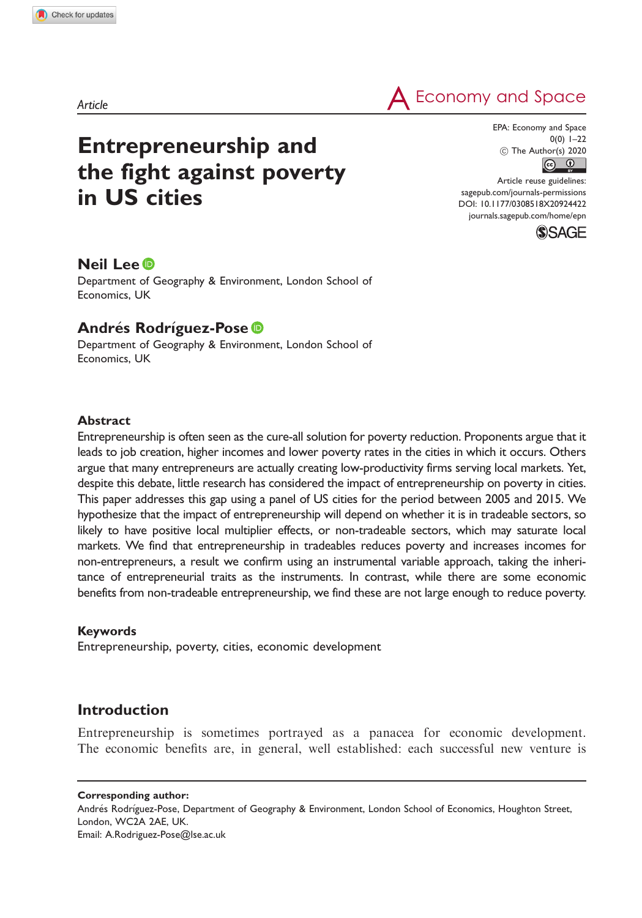Article

# Entrepreneurship and the fight against poverty in US cities

EPA: Economy and Space
0(0) 1–22
© The Author(s) 2020
Article reuse guidelines: sagepub.com/journals-permissions
DOI: 10.1177/0308518X20924422
journals.sagepub.com/home/epn

**Neil Lee**
Department of Geography & Environment, London School of Economics, UK

**Andrés Rodríguez-Pose**
Department of Geography & Environment, London School of Economics, UK

## Abstract

Entrepreneurship is often seen as the cure-all solution for poverty reduction. Proponents argue that it leads to job creation, higher incomes and lower poverty rates in the cities in which it occurs. Others argue that many entrepreneurs are actually creating low-productivity firms serving local markets. Yet, despite this debate, little research has considered the impact of entrepreneurship on poverty in cities. This paper addresses this gap using a panel of US cities for the period between 2005 and 2015. We hypothesize that the impact of entrepreneurship will depend on whether it is in tradeable sectors, so likely to have positive local multiplier effects, or non-tradeable sectors, which may saturate local markets. We find that entrepreneurship in tradeables reduces poverty and increases incomes for non-entrepreneurs, a result we confirm using an instrumental variable approach, taking the inheritance of entrepreneurial traits as the instruments. In contrast, while there are some economic benefits from non-tradeable entrepreneurship, we find these are not large enough to reduce poverty.

## Keywords

Entrepreneurship, poverty, cities, economic development

## Introduction

Entrepreneurship is sometimes portrayed as a panacea for economic development. The economic benefits are, in general, well established: each successful new venture is

**Corresponding author:**
Andrés Rodríguez-Pose, Department of Geography & Environment, London School of Economics, Houghton Street, London, WC2A 2AE, UK.
Email: A.Rodriguez-Pose@lse.ac.uk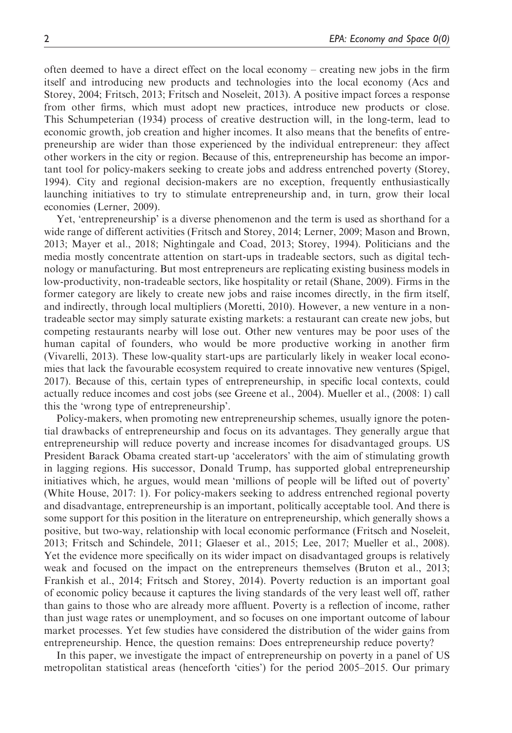often deemed to have a direct effect on the local economy – creating new jobs in the firm itself and introducing new products and technologies into the local economy (Acs and Storey, 2004; Fritsch, 2013; Fritsch and Noseleit, 2013). A positive impact forces a response from other firms, which must adopt new practices, introduce new products or close. This Schumpeterian (1934) process of creative destruction will, in the long-term, lead to economic growth, job creation and higher incomes. It also means that the benefits of entrepreneurship are wider than those experienced by the individual entrepreneur: they affect other workers in the city or region. Because of this, entrepreneurship has become an important tool for policy-makers seeking to create jobs and address entrenched poverty (Storey, 1994). City and regional decision-makers are no exception, frequently enthusiastically launching initiatives to try to stimulate entrepreneurship and, in turn, grow their local economies (Lerner, 2009).

Yet, 'entrepreneurship' is a diverse phenomenon and the term is used as shorthand for a wide range of different activities (Fritsch and Storey, 2014; Lerner, 2009; Mason and Brown, 2013; Mayer et al., 2018; Nightingale and Coad, 2013; Storey, 1994). Politicians and the media mostly concentrate attention on start-ups in tradeable sectors, such as digital technology or manufacturing. But most entrepreneurs are replicating existing business models in low-productivity, non-tradeable sectors, like hospitality or retail (Shane, 2009). Firms in the former category are likely to create new jobs and raise incomes directly, in the firm itself, and indirectly, through local multipliers (Moretti, 2010). However, a new venture in a non-tradeable sector may simply saturate existing markets: a restaurant can create new jobs, but competing restaurants nearby will lose out. Other new ventures may be poor uses of the human capital of founders, who would be more productive working in another firm (Vivarelli, 2013). These low-quality start-ups are particularly likely in weaker local economies that lack the favourable ecosystem required to create innovative new ventures (Spigel, 2017). Because of this, certain types of entrepreneurship, in specific local contexts, could actually reduce incomes and cost jobs (see Greene et al., 2004). Mueller et al., (2008: 1) call this the 'wrong type of entrepreneurship'.

Policy-makers, when promoting new entrepreneurship schemes, usually ignore the potential drawbacks of entrepreneurship and focus on its advantages. They generally argue that entrepreneurship will reduce poverty and increase incomes for disadvantaged groups. US President Barack Obama created start-up 'accelerators' with the aim of stimulating growth in lagging regions. His successor, Donald Trump, has supported global entrepreneurship initiatives which, he argues, would mean 'millions of people will be lifted out of poverty' (White House, 2017: 1). For policy-makers seeking to address entrenched regional poverty and disadvantage, entrepreneurship is an important, politically acceptable tool. And there is some support for this position in the literature on entrepreneurship, which generally shows a positive, but two-way, relationship with local economic performance (Fritsch and Noseleit, 2013; Fritsch and Schindele, 2011; Glaeser et al., 2015; Lee, 2017; Mueller et al., 2008). Yet the evidence more specifically on its wider impact on disadvantaged groups is relatively weak and focused on the impact on the entrepreneurs themselves (Bruton et al., 2013; Frankish et al., 2014; Fritsch and Storey, 2014). Poverty reduction is an important goal of economic policy because it captures the living standards of the very least well off, rather than gains to those who are already more affluent. Poverty is a reflection of income, rather than just wage rates or unemployment, and so focuses on one important outcome of labour market processes. Yet few studies have considered the distribution of the wider gains from entrepreneurship. Hence, the question remains: Does entrepreneurship reduce poverty?

In this paper, we investigate the impact of entrepreneurship on poverty in a panel of US metropolitan statistical areas (henceforth 'cities') for the period 2005–2015. Our primary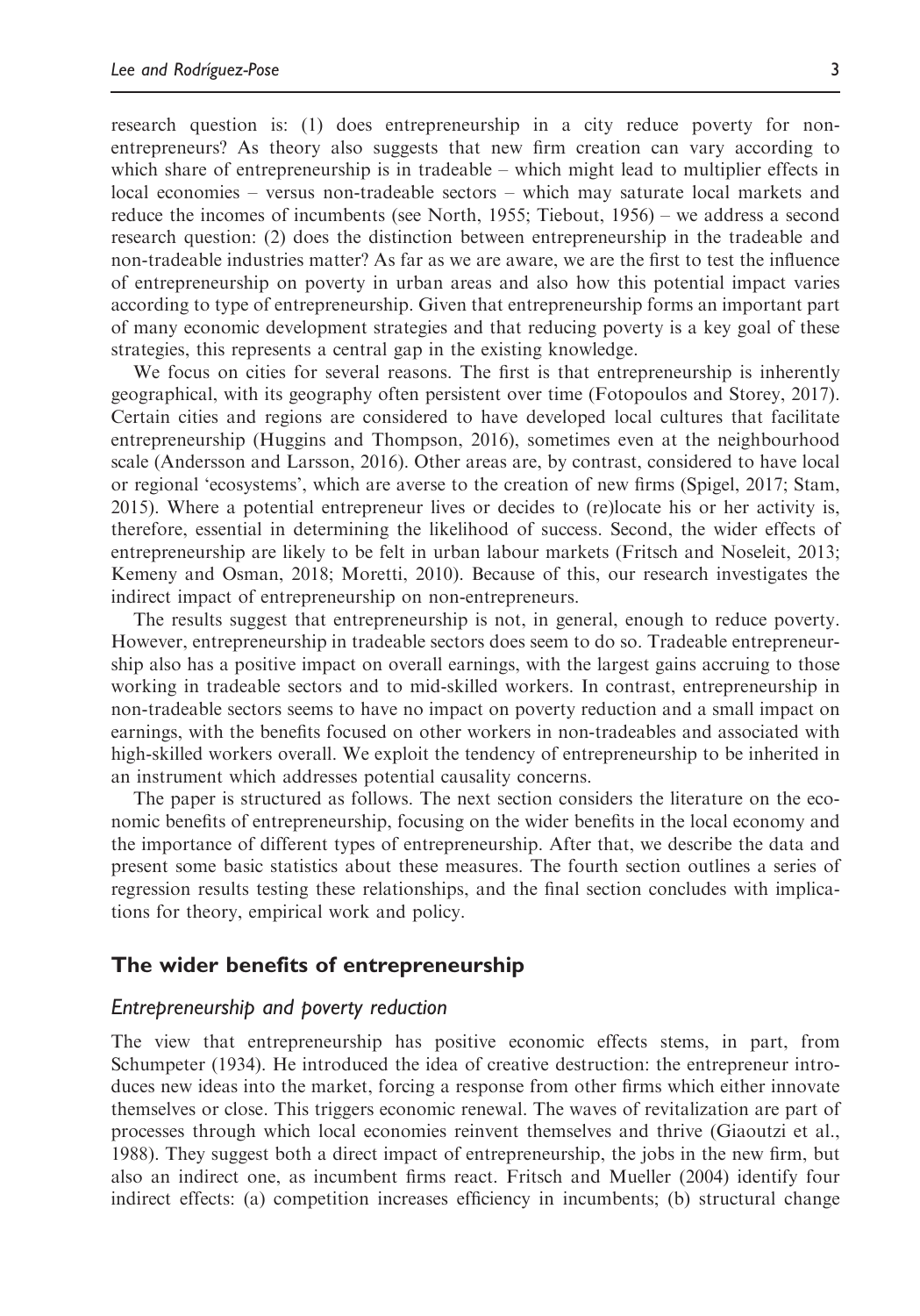research question is: (1) does entrepreneurship in a city reduce poverty for non-entrepreneurs? As theory also suggests that new firm creation can vary according to which share of entrepreneurship is in tradeable – which might lead to multiplier effects in local economies – versus non-tradeable sectors – which may saturate local markets and reduce the incomes of incumbents (see North, 1955; Tiebout, 1956) – we address a second research question: (2) does the distinction between entrepreneurship in the tradeable and non-tradeable industries matter? As far as we are aware, we are the first to test the influence of entrepreneurship on poverty in urban areas and also how this potential impact varies according to type of entrepreneurship. Given that entrepreneurship forms an important part of many economic development strategies and that reducing poverty is a key goal of these strategies, this represents a central gap in the existing knowledge.

We focus on cities for several reasons. The first is that entrepreneurship is inherently geographical, with its geography often persistent over time (Fotopoulos and Storey, 2017). Certain cities and regions are considered to have developed local cultures that facilitate entrepreneurship (Huggins and Thompson, 2016), sometimes even at the neighbourhood scale (Andersson and Larsson, 2016). Other areas are, by contrast, considered to have local or regional 'ecosystems', which are averse to the creation of new firms (Spigel, 2017; Stam, 2015). Where a potential entrepreneur lives or decides to (re)locate his or her activity is, therefore, essential in determining the likelihood of success. Second, the wider effects of entrepreneurship are likely to be felt in urban labour markets (Fritsch and Noseleit, 2013; Kemeny and Osman, 2018; Moretti, 2010). Because of this, our research investigates the indirect impact of entrepreneurship on non-entrepreneurs.

The results suggest that entrepreneurship is not, in general, enough to reduce poverty. However, entrepreneurship in tradeable sectors does seem to do so. Tradeable entrepreneurship also has a positive impact on overall earnings, with the largest gains accruing to those working in tradeable sectors and to mid-skilled workers. In contrast, entrepreneurship in non-tradeable sectors seems to have no impact on poverty reduction and a small impact on earnings, with the benefits focused on other workers in non-tradeables and associated with high-skilled workers overall. We exploit the tendency of entrepreneurship to be inherited in an instrument which addresses potential causality concerns.

The paper is structured as follows. The next section considers the literature on the economic benefits of entrepreneurship, focusing on the wider benefits in the local economy and the importance of different types of entrepreneurship. After that, we describe the data and present some basic statistics about these measures. The fourth section outlines a series of regression results testing these relationships, and the final section concludes with implications for theory, empirical work and policy.

## The wider benefits of entrepreneurship

### *Entrepreneurship and poverty reduction*

The view that entrepreneurship has positive economic effects stems, in part, from Schumpeter (1934). He introduced the idea of creative destruction: the entrepreneur introduces new ideas into the market, forcing a response from other firms which either innovate themselves or close. This triggers economic renewal. The waves of revitalization are part of processes through which local economies reinvent themselves and thrive (Giaoutzi et al., 1988). They suggest both a direct impact of entrepreneurship, the jobs in the new firm, but also an indirect one, as incumbent firms react. Fritsch and Mueller (2004) identify four indirect effects: (a) competition increases efficiency in incumbents; (b) structural change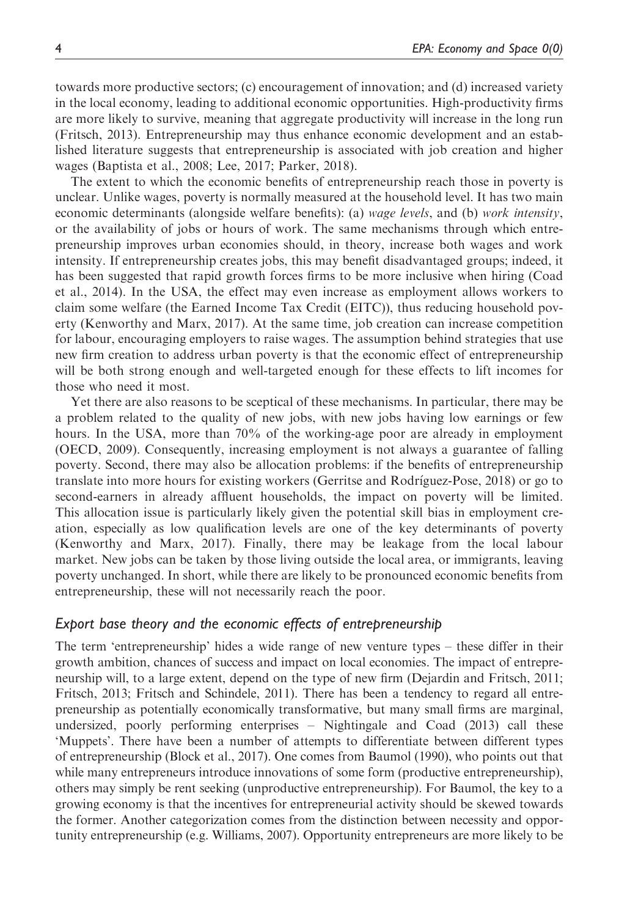towards more productive sectors; (c) encouragement of innovation; and (d) increased variety in the local economy, leading to additional economic opportunities. High-productivity firms are more likely to survive, meaning that aggregate productivity will increase in the long run (Fritsch, 2013). Entrepreneurship may thus enhance economic development and an established literature suggests that entrepreneurship is associated with job creation and higher wages (Baptista et al., 2008; Lee, 2017; Parker, 2018).

The extent to which the economic benefits of entrepreneurship reach those in poverty is unclear. Unlike wages, poverty is normally measured at the household level. It has two main economic determinants (alongside welfare benefits): (a) *wage levels*, and (b) *work intensity*, or the availability of jobs or hours of work. The same mechanisms through which entrepreneurship improves urban economies should, in theory, increase both wages and work intensity. If entrepreneurship creates jobs, this may benefit disadvantaged groups; indeed, it has been suggested that rapid growth forces firms to be more inclusive when hiring (Coad et al., 2014). In the USA, the effect may even increase as employment allows workers to claim some welfare (the Earned Income Tax Credit (EITC)), thus reducing household poverty (Kenworthy and Marx, 2017). At the same time, job creation can increase competition for labour, encouraging employers to raise wages. The assumption behind strategies that use new firm creation to address urban poverty is that the economic effect of entrepreneurship will be both strong enough and well-targeted enough for these effects to lift incomes for those who need it most.

Yet there are also reasons to be sceptical of these mechanisms. In particular, there may be a problem related to the quality of new jobs, with new jobs having low earnings or few hours. In the USA, more than 70% of the working-age poor are already in employment (OECD, 2009). Consequently, increasing employment is not always a guarantee of falling poverty. Second, there may also be allocation problems: if the benefits of entrepreneurship translate into more hours for existing workers (Gerritse and Rodríguez-Pose, 2018) or go to second-earners in already affluent households, the impact on poverty will be limited. This allocation issue is particularly likely given the potential skill bias in employment creation, especially as low qualification levels are one of the key determinants of poverty (Kenworthy and Marx, 2017). Finally, there may be leakage from the local labour market. New jobs can be taken by those living outside the local area, or immigrants, leaving poverty unchanged. In short, while there are likely to be pronounced economic benefits from entrepreneurship, these will not necessarily reach the poor.

### *Export base theory and the economic effects of entrepreneurship*

The term 'entrepreneurship' hides a wide range of new venture types – these differ in their growth ambition, chances of success and impact on local economies. The impact of entrepreneurship will, to a large extent, depend on the type of new firm (Dejardin and Fritsch, 2011; Fritsch, 2013; Fritsch and Schindele, 2011). There has been a tendency to regard all entrepreneurship as potentially economically transformative, but many small firms are marginal, undersized, poorly performing enterprises – Nightingale and Coad (2013) call these 'Muppets'. There have been a number of attempts to differentiate between different types of entrepreneurship (Block et al., 2017). One comes from Baumol (1990), who points out that while many entrepreneurs introduce innovations of some form (productive entrepreneurship), others may simply be rent seeking (unproductive entrepreneurship). For Baumol, the key to a growing economy is that the incentives for entrepreneurial activity should be skewed towards the former. Another categorization comes from the distinction between necessity and opportunity entrepreneurship (e.g. Williams, 2007). Opportunity entrepreneurs are more likely to be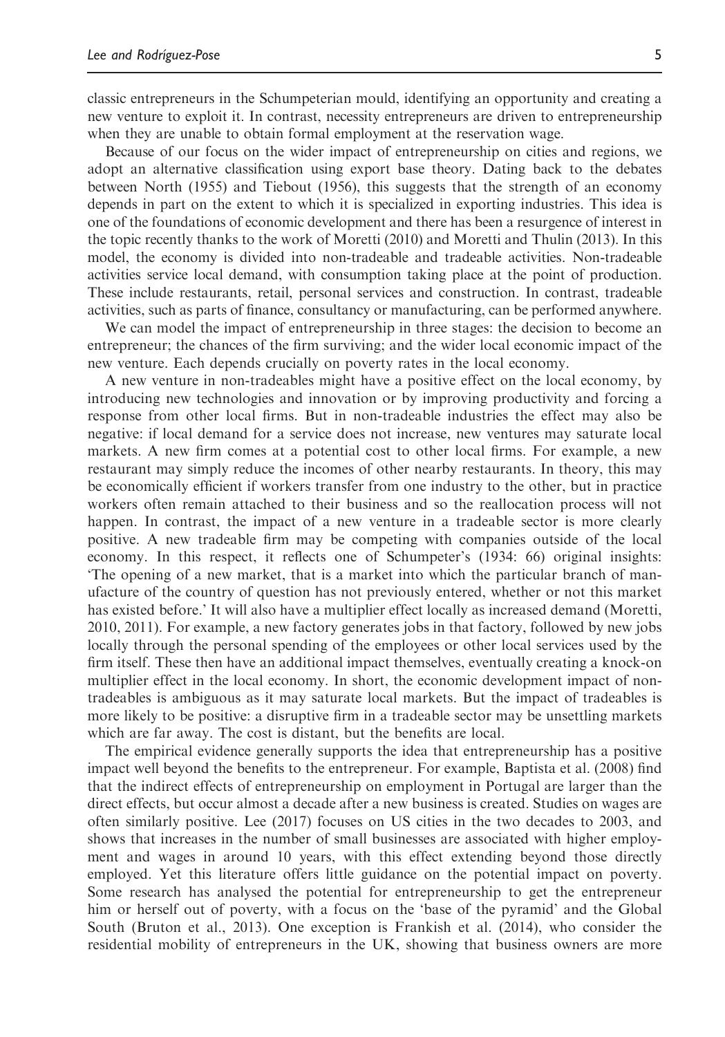classic entrepreneurs in the Schumpeterian mould, identifying an opportunity and creating a new venture to exploit it. In contrast, necessity entrepreneurs are driven to entrepreneurship when they are unable to obtain formal employment at the reservation wage.

Because of our focus on the wider impact of entrepreneurship on cities and regions, we adopt an alternative classification using export base theory. Dating back to the debates between North (1955) and Tiebout (1956), this suggests that the strength of an economy depends in part on the extent to which it is specialized in exporting industries. This idea is one of the foundations of economic development and there has been a resurgence of interest in the topic recently thanks to the work of Moretti (2010) and Moretti and Thulin (2013). In this model, the economy is divided into non-tradeable and tradeable activities. Non-tradeable activities service local demand, with consumption taking place at the point of production. These include restaurants, retail, personal services and construction. In contrast, tradeable activities, such as parts of finance, consultancy or manufacturing, can be performed anywhere.

We can model the impact of entrepreneurship in three stages: the decision to become an entrepreneur; the chances of the firm surviving; and the wider local economic impact of the new venture. Each depends crucially on poverty rates in the local economy.

A new venture in non-tradeables might have a positive effect on the local economy, by introducing new technologies and innovation or by improving productivity and forcing a response from other local firms. But in non-tradeable industries the effect may also be negative: if local demand for a service does not increase, new ventures may saturate local markets. A new firm comes at a potential cost to other local firms. For example, a new restaurant may simply reduce the incomes of other nearby restaurants. In theory, this may be economically efficient if workers transfer from one industry to the other, but in practice workers often remain attached to their business and so the reallocation process will not happen. In contrast, the impact of a new venture in a tradeable sector is more clearly positive. A new tradeable firm may be competing with companies outside of the local economy. In this respect, it reflects one of Schumpeter's (1934: 66) original insights: 'The opening of a new market, that is a market into which the particular branch of manufacture of the country of question has not previously entered, whether or not this market has existed before.' It will also have a multiplier effect locally as increased demand (Moretti, 2010, 2011). For example, a new factory generates jobs in that factory, followed by new jobs locally through the personal spending of the employees or other local services used by the firm itself. These then have an additional impact themselves, eventually creating a knock-on multiplier effect in the local economy. In short, the economic development impact of non-tradeables is ambiguous as it may saturate local markets. But the impact of tradeables is more likely to be positive: a disruptive firm in a tradeable sector may be unsettling markets which are far away. The cost is distant, but the benefits are local.

The empirical evidence generally supports the idea that entrepreneurship has a positive impact well beyond the benefits to the entrepreneur. For example, Baptista et al. (2008) find that the indirect effects of entrepreneurship on employment in Portugal are larger than the direct effects, but occur almost a decade after a new business is created. Studies on wages are often similarly positive. Lee (2017) focuses on US cities in the two decades to 2003, and shows that increases in the number of small businesses are associated with higher employment and wages in around 10 years, with this effect extending beyond those directly employed. Yet this literature offers little guidance on the potential impact on poverty. Some research has analysed the potential for entrepreneurship to get the entrepreneur him or herself out of poverty, with a focus on the 'base of the pyramid' and the Global South (Bruton et al., 2013). One exception is Frankish et al. (2014), who consider the residential mobility of entrepreneurs in the UK, showing that business owners are more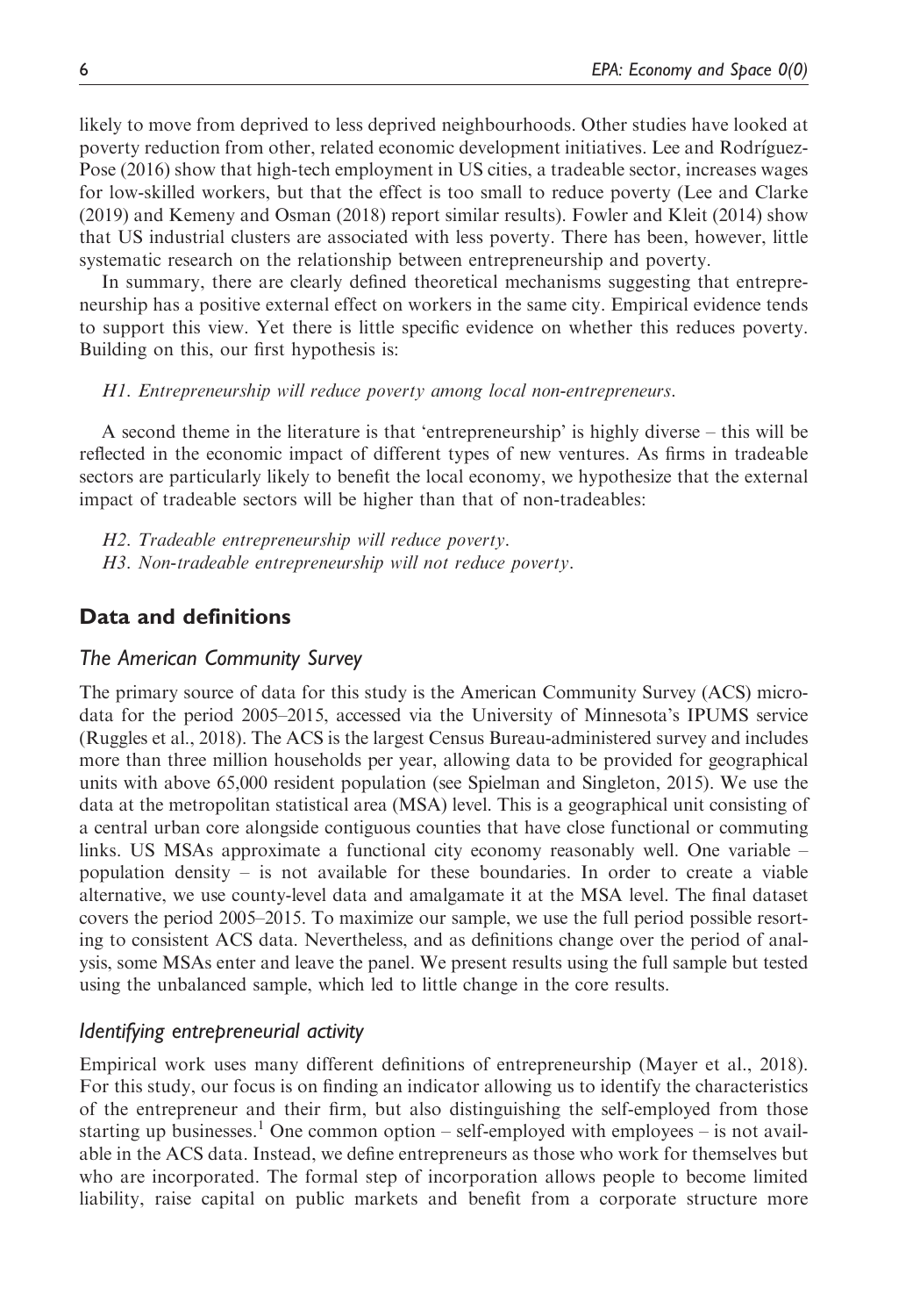likely to move from deprived to less deprived neighbourhoods. Other studies have looked at poverty reduction from other, related economic development initiatives. Lee and Rodríguez-Pose (2016) show that high-tech employment in US cities, a tradeable sector, increases wages for low-skilled workers, but that the effect is too small to reduce poverty (Lee and Clarke (2019) and Kemeny and Osman (2018) report similar results). Fowler and Kleit (2014) show that US industrial clusters are associated with less poverty. There has been, however, little systematic research on the relationship between entrepreneurship and poverty.

In summary, there are clearly defined theoretical mechanisms suggesting that entrepreneurship has a positive external effect on workers in the same city. Empirical evidence tends to support this view. Yet there is little specific evidence on whether this reduces poverty. Building on this, our first hypothesis is:

*H1. Entrepreneurship will reduce poverty among local non-entrepreneurs.*

A second theme in the literature is that 'entrepreneurship' is highly diverse – this will be reflected in the economic impact of different types of new ventures. As firms in tradeable sectors are particularly likely to benefit the local economy, we hypothesize that the external impact of tradeable sectors will be higher than that of non-tradeables:

*H2. Tradeable entrepreneurship will reduce poverty.*
*H3. Non-tradeable entrepreneurship will not reduce poverty.*

## Data and definitions

### The American Community Survey

The primary source of data for this study is the American Community Survey (ACS) microdata for the period 2005–2015, accessed via the University of Minnesota's IPUMS service (Ruggles et al., 2018). The ACS is the largest Census Bureau-administered survey and includes more than three million households per year, allowing data to be provided for geographical units with above 65,000 resident population (see Spielman and Singleton, 2015). We use the data at the metropolitan statistical area (MSA) level. This is a geographical unit consisting of a central urban core alongside contiguous counties that have close functional or commuting links. US MSAs approximate a functional city economy reasonably well. One variable – population density – is not available for these boundaries. In order to create a viable alternative, we use county-level data and amalgamate it at the MSA level. The final dataset covers the period 2005–2015. To maximize our sample, we use the full period possible resorting to consistent ACS data. Nevertheless, and as definitions change over the period of analysis, some MSAs enter and leave the panel. We present results using the full sample but tested using the unbalanced sample, which led to little change in the core results.

### Identifying entrepreneurial activity

Empirical work uses many different definitions of entrepreneurship (Mayer et al., 2018). For this study, our focus is on finding an indicator allowing us to identify the characteristics of the entrepreneur and their firm, but also distinguishing the self-employed from those starting up businesses.[1] One common option – self-employed with employees – is not available in the ACS data. Instead, we define entrepreneurs as those who work for themselves but who are incorporated. The formal step of incorporation allows people to become limited liability, raise capital on public markets and benefit from a corporate structure more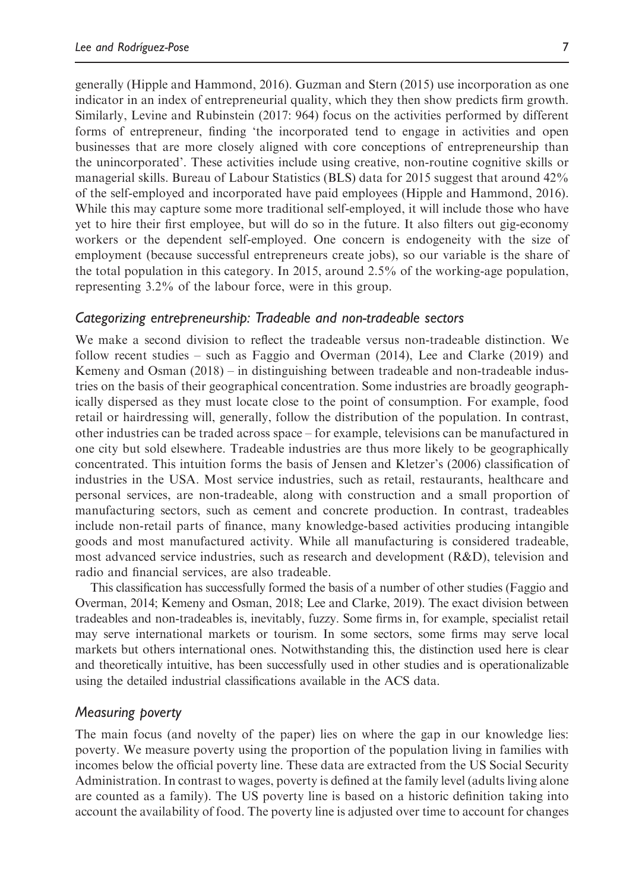generally (Hipple and Hammond, 2016). Guzman and Stern (2015) use incorporation as one indicator in an index of entrepreneurial quality, which they then show predicts firm growth. Similarly, Levine and Rubinstein (2017: 964) focus on the activities performed by different forms of entrepreneur, finding 'the incorporated tend to engage in activities and open businesses that are more closely aligned with core conceptions of entrepreneurship than the unincorporated'. These activities include using creative, non-routine cognitive skills or managerial skills. Bureau of Labour Statistics (BLS) data for 2015 suggest that around 42% of the self-employed and incorporated have paid employees (Hipple and Hammond, 2016). While this may capture some more traditional self-employed, it will include those who have yet to hire their first employee, but will do so in the future. It also filters out gig-economy workers or the dependent self-employed. One concern is endogeneity with the size of employment (because successful entrepreneurs create jobs), so our variable is the share of the total population in this category. In 2015, around 2.5% of the working-age population, representing 3.2% of the labour force, were in this group.

### *Categorizing entrepreneurship: Tradeable and non-tradeable sectors*

We make a second division to reflect the tradeable versus non-tradeable distinction. We follow recent studies – such as Faggio and Overman (2014), Lee and Clarke (2019) and Kemeny and Osman (2018) – in distinguishing between tradeable and non-tradeable industries on the basis of their geographical concentration. Some industries are broadly geographically dispersed as they must locate close to the point of consumption. For example, food retail or hairdressing will, generally, follow the distribution of the population. In contrast, other industries can be traded across space – for example, televisions can be manufactured in one city but sold elsewhere. Tradeable industries are thus more likely to be geographically concentrated. This intuition forms the basis of Jensen and Kletzer's (2006) classification of industries in the USA. Most service industries, such as retail, restaurants, healthcare and personal services, are non-tradeable, along with construction and a small proportion of manufacturing sectors, such as cement and concrete production. In contrast, tradeables include non-retail parts of finance, many knowledge-based activities producing intangible goods and most manufactured activity. While all manufacturing is considered tradeable, most advanced service industries, such as research and development (R&D), television and radio and financial services, are also tradeable.

This classification has successfully formed the basis of a number of other studies (Faggio and Overman, 2014; Kemeny and Osman, 2018; Lee and Clarke, 2019). The exact division between tradeables and non-tradeables is, inevitably, fuzzy. Some firms in, for example, specialist retail may serve international markets or tourism. In some sectors, some firms may serve local markets but others international ones. Notwithstanding this, the distinction used here is clear and theoretically intuitive, has been successfully used in other studies and is operationalizable using the detailed industrial classifications available in the ACS data.

### *Measuring poverty*

The main focus (and novelty of the paper) lies on where the gap in our knowledge lies: poverty. We measure poverty using the proportion of the population living in families with incomes below the official poverty line. These data are extracted from the US Social Security Administration. In contrast to wages, poverty is defined at the family level (adults living alone are counted as a family). The US poverty line is based on a historic definition taking into account the availability of food. The poverty line is adjusted over time to account for changes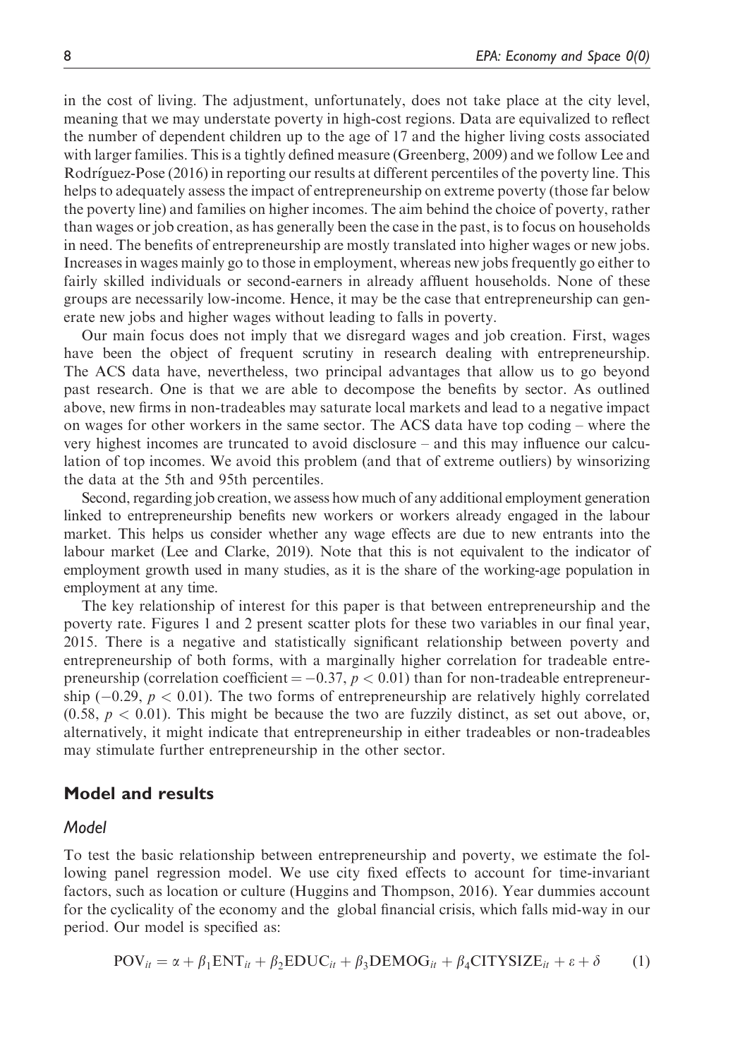in the cost of living. The adjustment, unfortunately, does not take place at the city level, meaning that we may understate poverty in high-cost regions. Data are equivalized to reflect the number of dependent children up to the age of 17 and the higher living costs associated with larger families. This is a tightly defined measure (Greenberg, 2009) and we follow Lee and Rodríguez-Pose (2016) in reporting our results at different percentiles of the poverty line. This helps to adequately assess the impact of entrepreneurship on extreme poverty (those far below the poverty line) and families on higher incomes. The aim behind the choice of poverty, rather than wages or job creation, as has generally been the case in the past, is to focus on households in need. The benefits of entrepreneurship are mostly translated into higher wages or new jobs. Increases in wages mainly go to those in employment, whereas new jobs frequently go either to fairly skilled individuals or second-earners in already affluent households. None of these groups are necessarily low-income. Hence, it may be the case that entrepreneurship can generate new jobs and higher wages without leading to falls in poverty.

Our main focus does not imply that we disregard wages and job creation. First, wages have been the object of frequent scrutiny in research dealing with entrepreneurship. The ACS data have, nevertheless, two principal advantages that allow us to go beyond past research. One is that we are able to decompose the benefits by sector. As outlined above, new firms in non-tradeables may saturate local markets and lead to a negative impact on wages for other workers in the same sector. The ACS data have top coding – where the very highest incomes are truncated to avoid disclosure – and this may influence our calculation of top incomes. We avoid this problem (and that of extreme outliers) by winsorizing the data at the 5th and 95th percentiles.

Second, regarding job creation, we assess how much of any additional employment generation linked to entrepreneurship benefits new workers or workers already engaged in the labour market. This helps us consider whether any wage effects are due to new entrants into the labour market (Lee and Clarke, 2019). Note that this is not equivalent to the indicator of employment growth used in many studies, as it is the share of the working-age population in employment at any time.

The key relationship of interest for this paper is that between entrepreneurship and the poverty rate. Figures 1 and 2 present scatter plots for these two variables in our final year, 2015. There is a negative and statistically significant relationship between poverty and entrepreneurship of both forms, with a marginally higher correlation for tradeable entrepreneurship (correlation coefficient = −0.37, $p < 0.01$) than for non-tradeable entrepreneurship (−0.29, $p < 0.01$). The two forms of entrepreneurship are relatively highly correlated (0.58, $p < 0.01$). This might be because the two are fuzzily distinct, as set out above, or, alternatively, it might indicate that entrepreneurship in either tradeables or non-tradeables may stimulate further entrepreneurship in the other sector.

## Model and results

### *Model*

To test the basic relationship between entrepreneurship and poverty, we estimate the following panel regression model. We use city fixed effects to account for time-invariant factors, such as location or culture (Huggins and Thompson, 2016). Year dummies account for the cyclicality of the economy and the global financial crisis, which falls mid-way in our period. Our model is specified as:

$$\mathrm{POV}_{it} = \alpha + \beta_1 \mathrm{ENT}_{it} + \beta_2 \mathrm{EDUC}_{it} + \beta_3 \mathrm{DEMOG}_{it} + \beta_4 \mathrm{CITYSIZE}_{it} + \varepsilon + \delta \qquad (1)$$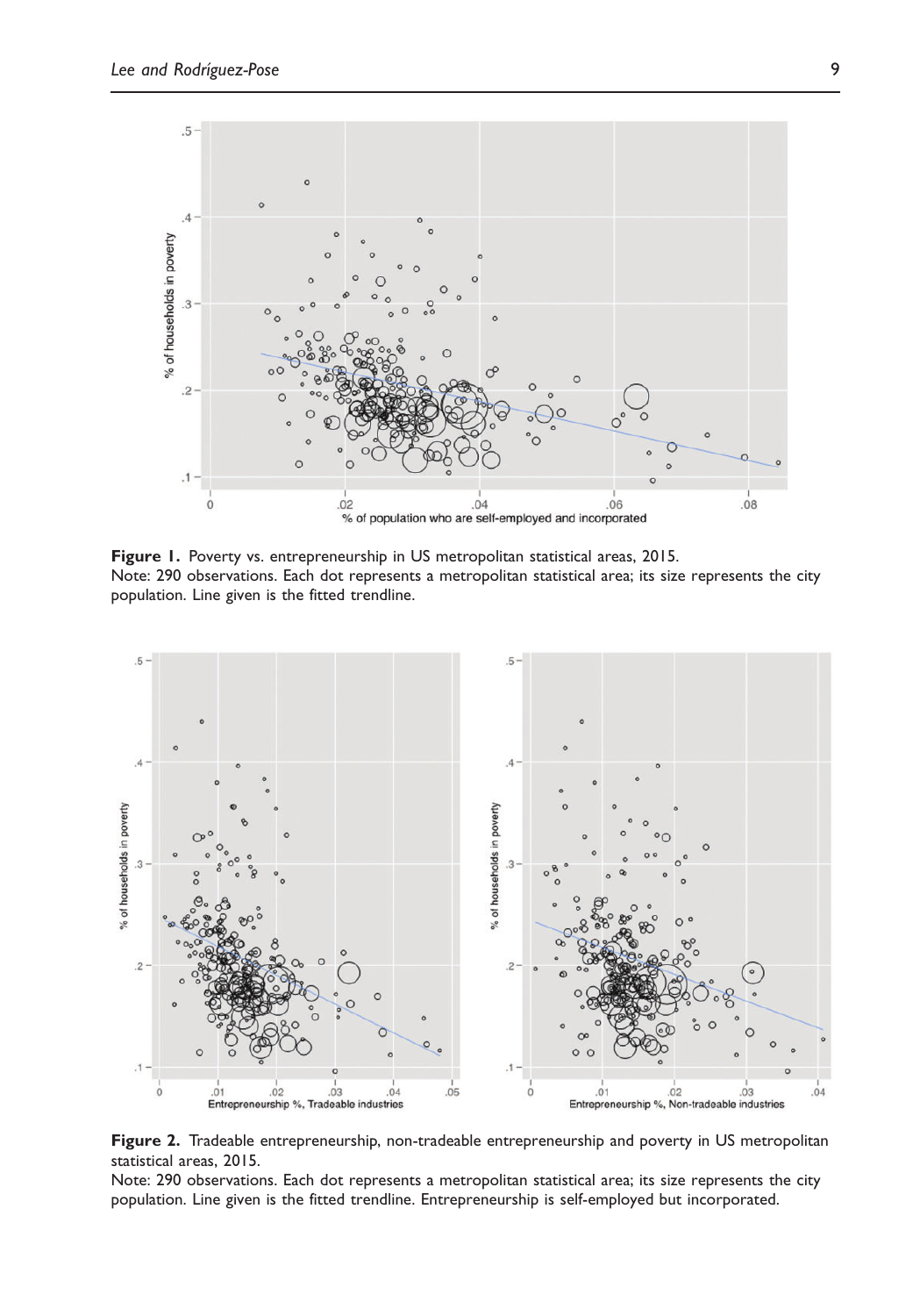**Figure 1.** Poverty vs. entrepreneurship in US metropolitan statistical areas, 2015.
Note: 290 observations. Each dot represents a metropolitan statistical area; its size represents the city population. Line given is the fitted trendline.

**Figure 2.** Tradeable entrepreneurship, non-tradeable entrepreneurship and poverty in US metropolitan statistical areas, 2015.
Note: 290 observations. Each dot represents a metropolitan statistical area; its size represents the city population. Line given is the fitted trendline. Entrepreneurship is self-employed but incorporated.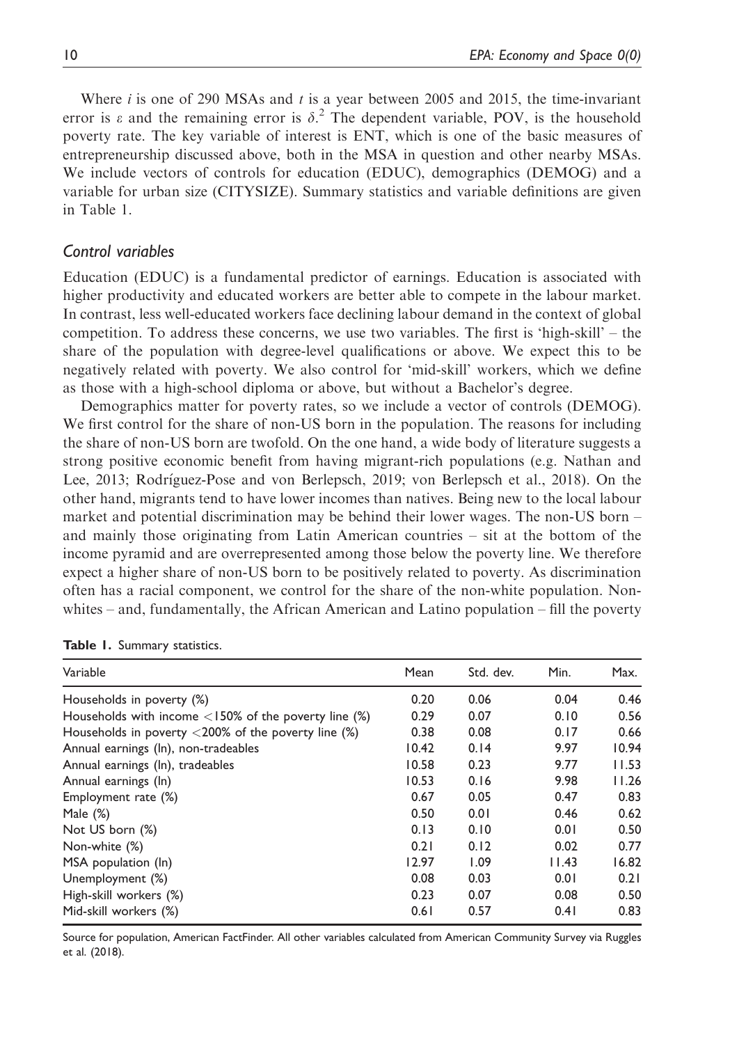Where $i$ is one of 290 MSAs and $t$ is a year between 2005 and 2015, the time-invariant error is $\varepsilon$ and the remaining error is $\delta$.[2] The dependent variable, POV, is the household poverty rate. The key variable of interest is ENT, which is one of the basic measures of entrepreneurship discussed above, both in the MSA in question and other nearby MSAs. We include vectors of controls for education (EDUC), demographics (DEMOG) and a variable for urban size (CITYSIZE). Summary statistics and variable definitions are given in Table 1.

### Control variables

Education (EDUC) is a fundamental predictor of earnings. Education is associated with higher productivity and educated workers are better able to compete in the labour market. In contrast, less well-educated workers face declining labour demand in the context of global competition. To address these concerns, we use two variables. The first is 'high-skill' – the share of the population with degree-level qualifications or above. We expect this to be negatively related with poverty. We also control for 'mid-skill' workers, which we define as those with a high-school diploma or above, but without a Bachelor's degree.

Demographics matter for poverty rates, so we include a vector of controls (DEMOG). We first control for the share of non-US born in the population. The reasons for including the share of non-US born are twofold. On the one hand, a wide body of literature suggests a strong positive economic benefit from having migrant-rich populations (e.g. Nathan and Lee, 2013; Rodríguez-Pose and von Berlepsch, 2019; von Berlepsch et al., 2018). On the other hand, migrants tend to have lower incomes than natives. Being new to the local labour market and potential discrimination may be behind their lower wages. The non-US born – and mainly those originating from Latin American countries – sit at the bottom of the income pyramid and are overrepresented among those below the poverty line. We therefore expect a higher share of non-US born to be positively related to poverty. As discrimination often has a racial component, we control for the share of the non-white population. Non-whites – and, fundamentally, the African American and Latino population – fill the poverty

**Table 1.** Summary statistics.

| Variable | Mean | Std. dev. | Min. | Max. |
|---|---|---|---|---|
| Households in poverty (%) | 0.20 | 0.06 | 0.04 | 0.46 |
| Households with income <150% of the poverty line (%) | 0.29 | 0.07 | 0.10 | 0.56 |
| Households in poverty <200% of the poverty line (%) | 0.38 | 0.08 | 0.17 | 0.66 |
| Annual earnings (ln), non-tradeables | 10.42 | 0.14 | 9.97 | 10.94 |
| Annual earnings (ln), tradeables | 10.58 | 0.23 | 9.77 | 11.53 |
| Annual earnings (ln) | 10.53 | 0.16 | 9.98 | 11.26 |
| Employment rate (%) | 0.67 | 0.05 | 0.47 | 0.83 |
| Male (%) | 0.50 | 0.01 | 0.46 | 0.62 |
| Not US born (%) | 0.13 | 0.10 | 0.01 | 0.50 |
| Non-white (%) | 0.21 | 0.12 | 0.02 | 0.77 |
| MSA population (ln) | 12.97 | 1.09 | 11.43 | 16.82 |
| Unemployment (%) | 0.08 | 0.03 | 0.01 | 0.21 |
| High-skill workers (%) | 0.23 | 0.07 | 0.08 | 0.50 |
| Mid-skill workers (%) | 0.61 | 0.57 | 0.41 | 0.83 |

Source for population, American FactFinder. All other variables calculated from American Community Survey via Ruggles et al. (2018).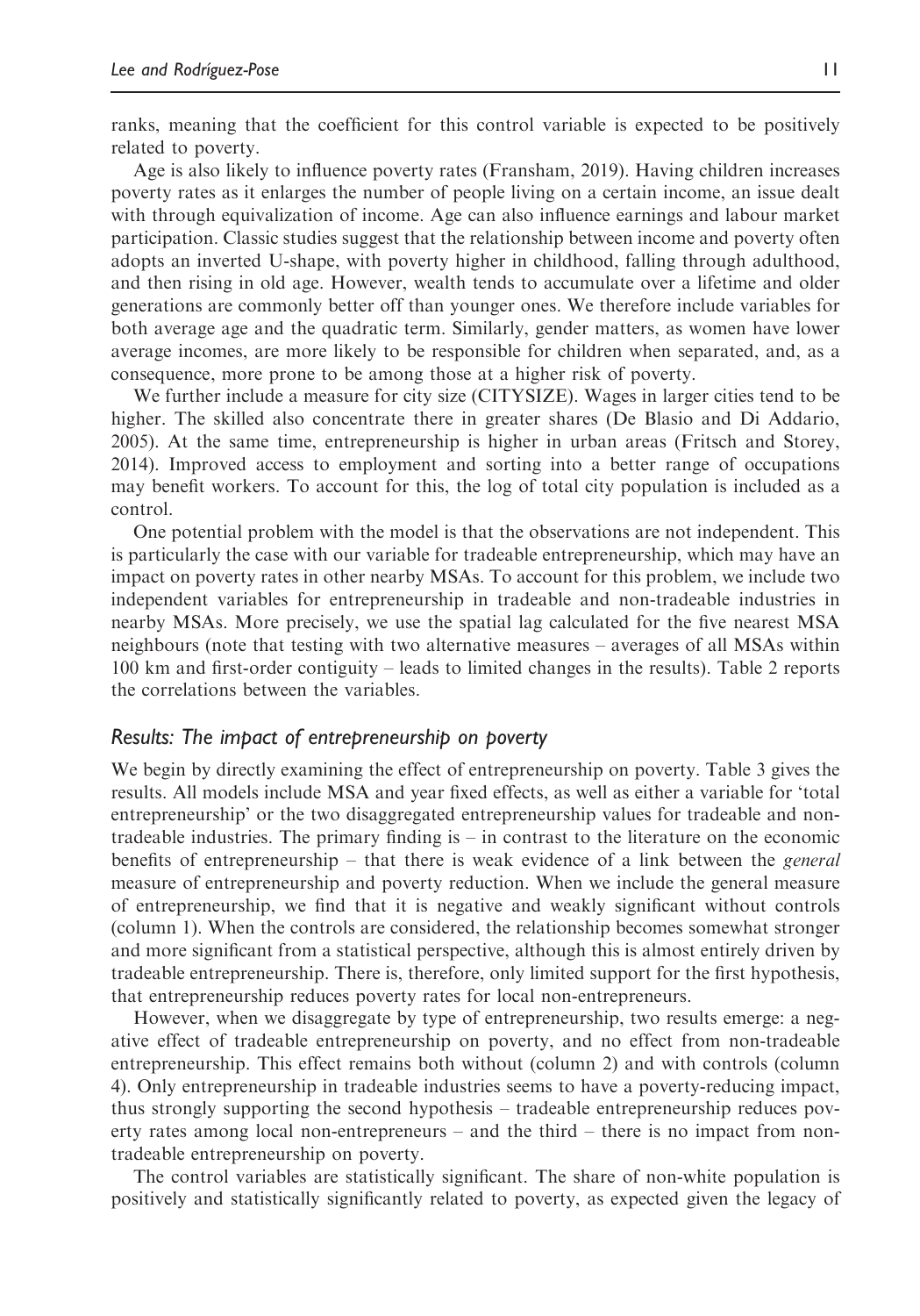ranks, meaning that the coefficient for this control variable is expected to be positively related to poverty.

Age is also likely to influence poverty rates (Fransham, 2019). Having children increases poverty rates as it enlarges the number of people living on a certain income, an issue dealt with through equivalization of income. Age can also influence earnings and labour market participation. Classic studies suggest that the relationship between income and poverty often adopts an inverted U-shape, with poverty higher in childhood, falling through adulthood, and then rising in old age. However, wealth tends to accumulate over a lifetime and older generations are commonly better off than younger ones. We therefore include variables for both average age and the quadratic term. Similarly, gender matters, as women have lower average incomes, are more likely to be responsible for children when separated, and, as a consequence, more prone to be among those at a higher risk of poverty.

We further include a measure for city size (CITYSIZE). Wages in larger cities tend to be higher. The skilled also concentrate there in greater shares (De Blasio and Di Addario, 2005). At the same time, entrepreneurship is higher in urban areas (Fritsch and Storey, 2014). Improved access to employment and sorting into a better range of occupations may benefit workers. To account for this, the log of total city population is included as a control.

One potential problem with the model is that the observations are not independent. This is particularly the case with our variable for tradeable entrepreneurship, which may have an impact on poverty rates in other nearby MSAs. To account for this problem, we include two independent variables for entrepreneurship in tradeable and non-tradeable industries in nearby MSAs. More precisely, we use the spatial lag calculated for the five nearest MSA neighbours (note that testing with two alternative measures – averages of all MSAs within 100 km and first-order contiguity – leads to limited changes in the results). Table 2 reports the correlations between the variables.

## *Results: The impact of entrepreneurship on poverty*

We begin by directly examining the effect of entrepreneurship on poverty. Table 3 gives the results. All models include MSA and year fixed effects, as well as either a variable for 'total entrepreneurship' or the two disaggregated entrepreneurship values for tradeable and non-tradeable industries. The primary finding is – in contrast to the literature on the economic benefits of entrepreneurship – that there is weak evidence of a link between the *general* measure of entrepreneurship and poverty reduction. When we include the general measure of entrepreneurship, we find that it is negative and weakly significant without controls (column 1). When the controls are considered, the relationship becomes somewhat stronger and more significant from a statistical perspective, although this is almost entirely driven by tradeable entrepreneurship. There is, therefore, only limited support for the first hypothesis, that entrepreneurship reduces poverty rates for local non-entrepreneurs.

However, when we disaggregate by type of entrepreneurship, two results emerge: a negative effect of tradeable entrepreneurship on poverty, and no effect from non-tradeable entrepreneurship. This effect remains both without (column 2) and with controls (column 4). Only entrepreneurship in tradeable industries seems to have a poverty-reducing impact, thus strongly supporting the second hypothesis – tradeable entrepreneurship reduces poverty rates among local non-entrepreneurs – and the third – there is no impact from non-tradeable entrepreneurship on poverty.

The control variables are statistically significant. The share of non-white population is positively and statistically significantly related to poverty, as expected given the legacy of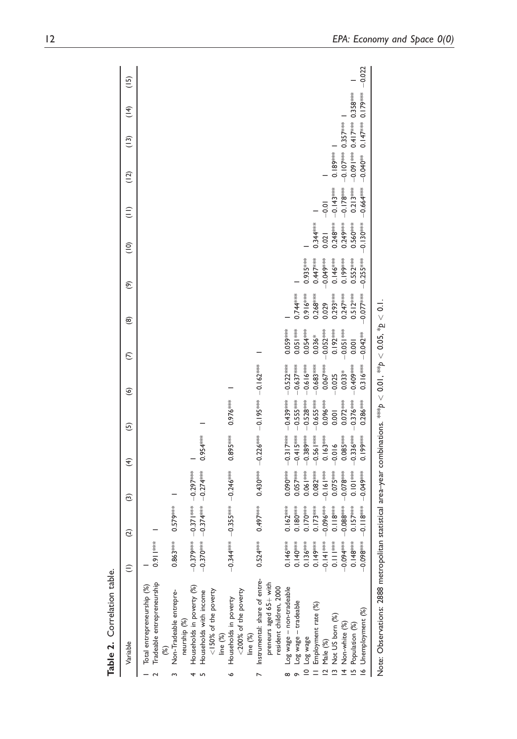**Table 2.** Correlation table.

| | Variable | (1) | (2) | (3) | (4) | (5) | (6) | (7) | (8) | (9) | (10) | (11) | (12) | (13) | (14) | (15) |
|---|---|---|---|---|---|---|---|---|---|---|---|---|---|---|---|---|
| 1 | Total entrepreneurship (%) | 1 | | | | | | | | | | | | | | |
| 2 | Tradeable entrepreneurship (%) | 0.911*** | 1 | | | | | | | | | | | | | |
| 3 | Non-Tradeable entrepreneurship (%) | 0.863*** | 0.579*** | 1 | | | | | | | | | | | | |
| 4 | Households in poverty (%) | −0.379*** | −0.371*** | −0.297*** | 1 | | | | | | | | | | | |
| 5 | Households with income <150% of the poverty line (%) | −0.370*** | −0.374*** | −0.274*** | 0.954*** | 1 | | | | | | | | | | |
| 6 | Households in poverty <200% of the poverty line (%) | −0.344*** | −0.355*** | −0.246*** | 0.895*** | 0.976*** | 1 | | | | | | | | | |
| 7 | Instrumental: share of entrepreneurs aged 65+ with resident children, 2000 | 0.524*** | 0.497*** | 0.430*** | −0.226*** | −0.195*** | −0.162*** | 1 | | | | | | | | |
| 8 | Log wage – non-tradeable | 0.146*** | 0.162*** | 0.090*** | −0.317*** | −0.439*** | −0.522*** | 0.059*** | 1 | | | | | | | |
| 9 | Log wage – tradeable | 0.140*** | 0.180*** | 0.057*** | −0.415*** | −0.555*** | −0.637*** | 0.051*** | 0.744*** | 1 | | | | | | |
| 10 | Log wage | 0.136*** | 0.170*** | 0.061*** | −0.389*** | −0.528*** | −0.616*** | 0.054*** | 0.916*** | 0.935*** | 1 | | | | | |
| 11 | Employment rate (%) | 0.149*** | 0.173*** | 0.082*** | −0.561*** | −0.655*** | −0.683*** | 0.036* | 0.268*** | 0.447*** | 0.344*** | 1 | | | | |
| 12 | Male (%) | −0.141*** | −0.096*** | −0.161*** | 0.163*** | 0.096*** | 0.067*** | −0.052*** | 0.029 | −0.049*** | 0.021 | −0.01 | 1 | | | |
| 13 | Not US born (%) | 0.111*** | 0.118*** | 0.075*** | −0.016 | 0.001 | −0.025 | 0.192*** | 0.293*** | 0.146*** | 0.248*** | −0.143*** | 0.189*** | 1 | | |
| 14 | Non-white (%) | −0.094*** | −0.088*** | −0.078*** | 0.085*** | 0.072*** | 0.033* | −0.051*** | 0.247*** | 0.199*** | 0.249*** | −0.178*** | −0.107*** | 0.357*** | 1 | |
| 15 | Population (%) | 0.148*** | 0.157*** | 0.101*** | −0.336*** | −0.376*** | −0.409*** | 0.001 | 0.512*** | 0.552*** | 0.560*** | 0.213*** | −0.091*** | 0.417*** | 0.358*** | 1 |
| 16 | Unemployment (%) | −0.098*** | −0.118*** | −0.049*** | 0.199*** | 0.286*** | 0.316*** | −0.042** | −0.077*** | −0.255*** | −0.130*** | −0.664*** | −0.040** | 0.147*** | 0.179*** | −0.022 |

Note: Observations: 2888 metropolitan statistical area–year combinations. \*\*\*$p < 0.01$, \*\*$p < 0.05$, \*$p < 0.1$.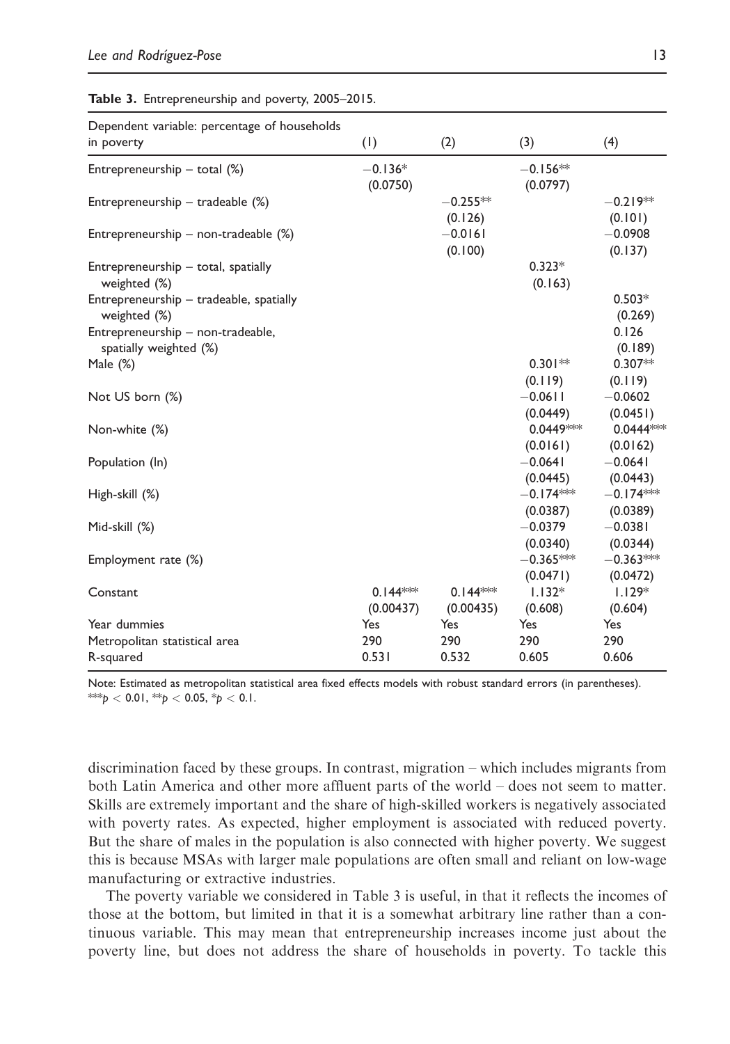**Table 3.** Entrepreneurship and poverty, 2005–2015.

| Dependent variable: percentage of households in poverty | (1) | (2) | (3) | (4) |
|---|---|---|---|---|
| Entrepreneurship – total (%) | −0.136* | | −0.156** | |
| | (0.0750) | | (0.0797) | |
| Entrepreneurship – tradeable (%) | | −0.255** | | −0.219** |
| | | (0.126) | | (0.101) |
| Entrepreneurship – non-tradeable (%) | | −0.0161 | | −0.0908 |
| | | (0.100) | | (0.137) |
| Entrepreneurship – total, spatially weighted (%) | | | 0.323* | |
| | | | (0.163) | |
| Entrepreneurship – tradeable, spatially weighted (%) | | | | 0.503* |
| | | | | (0.269) |
| Entrepreneurship – non-tradeable, spatially weighted (%) | | | | 0.126 |
| | | | | (0.189) |
| Male (%) | | | 0.301** | 0.307** |
| | | | (0.119) | (0.119) |
| Not US born (%) | | | −0.0611 | −0.0602 |
| | | | (0.0449) | (0.0451) |
| Non-white (%) | | | 0.0449*** | 0.0444*** |
| | | | (0.0161) | (0.0162) |
| Population (ln) | | | −0.0641 | −0.0641 |
| | | | (0.0445) | (0.0443) |
| High-skill (%) | | | −0.174*** | −0.174*** |
| | | | (0.0387) | (0.0389) |
| Mid-skill (%) | | | −0.0379 | −0.0381 |
| | | | (0.0340) | (0.0344) |
| Employment rate (%) | | | −0.365*** | −0.363*** |
| | | | (0.0471) | (0.0472) |
| Constant | 0.144*** | 0.144*** | 1.132* | 1.129* |
| | (0.00437) | (0.00435) | (0.608) | (0.604) |
| Year dummies | Yes | Yes | Yes | Yes |
| Metropolitan statistical area | 290 | 290 | 290 | 290 |
| R-squared | 0.531 | 0.532 | 0.605 | 0.606 |

Note: Estimated as metropolitan statistical area fixed effects models with robust standard errors (in parentheses). ***$p < 0.01$, **$p < 0.05$, *$p < 0.1$.

discrimination faced by these groups. In contrast, migration – which includes migrants from both Latin America and other more affluent parts of the world – does not seem to matter. Skills are extremely important and the share of high-skilled workers is negatively associated with poverty rates. As expected, higher employment is associated with reduced poverty. But the share of males in the population is also connected with higher poverty. We suggest this is because MSAs with larger male populations are often small and reliant on low-wage manufacturing or extractive industries.

The poverty variable we considered in Table 3 is useful, in that it reflects the incomes of those at the bottom, but limited in that it is a somewhat arbitrary line rather than a continuous variable. This may mean that entrepreneurship increases income just about the poverty line, but does not address the share of households in poverty. To tackle this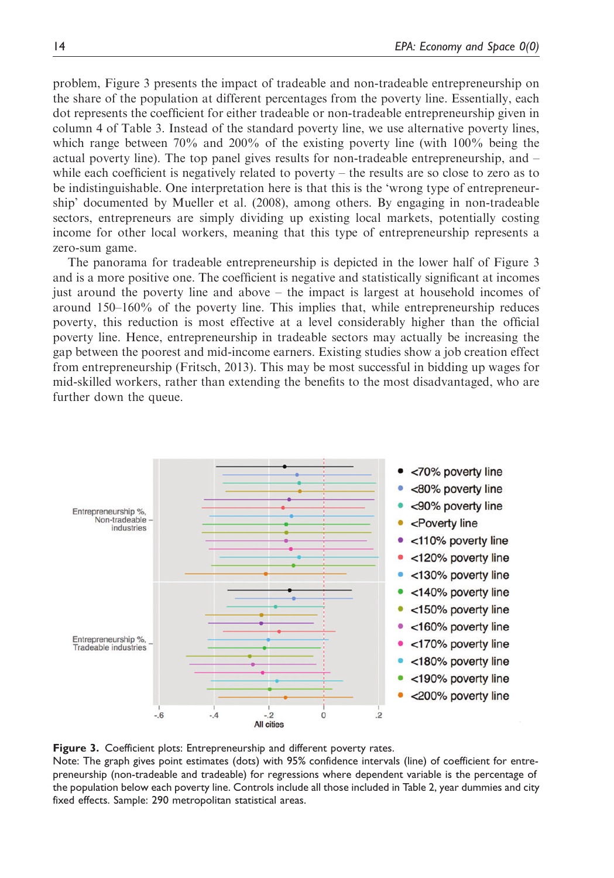problem, Figure 3 presents the impact of tradeable and non-tradeable entrepreneurship on the share of the population at different percentages from the poverty line. Essentially, each dot represents the coefficient for either tradeable or non-tradeable entrepreneurship given in column 4 of Table 3. Instead of the standard poverty line, we use alternative poverty lines, which range between 70% and 200% of the existing poverty line (with 100% being the actual poverty line). The top panel gives results for non-tradeable entrepreneurship, and – while each coefficient is negatively related to poverty – the results are so close to zero as to be indistinguishable. One interpretation here is that this is the 'wrong type of entrepreneurship' documented by Mueller et al. (2008), among others. By engaging in non-tradeable sectors, entrepreneurs are simply dividing up existing local markets, potentially costing income for other local workers, meaning that this type of entrepreneurship represents a zero-sum game.

The panorama for tradeable entrepreneurship is depicted in the lower half of Figure 3 and is a more positive one. The coefficient is negative and statistically significant at incomes just around the poverty line and above – the impact is largest at household incomes of around 150–160% of the poverty line. This implies that, while entrepreneurship reduces poverty, this reduction is most effective at a level considerably higher than the official poverty line. Hence, entrepreneurship in tradeable sectors may actually be increasing the gap between the poorest and mid-income earners. Existing studies show a job creation effect from entrepreneurship (Fritsch, 2013). This may be most successful in bidding up wages for mid-skilled workers, rather than extending the benefits to the most disadvantaged, who are further down the queue.

**Figure 3.** Coefficient plots: Entrepreneurship and different poverty rates.
Note: The graph gives point estimates (dots) with 95% confidence intervals (line) of coefficient for entrepreneurship (non-tradeable and tradeable) for regressions where dependent variable is the percentage of the population below each poverty line. Controls include all those included in Table 2, year dummies and city fixed effects. Sample: 290 metropolitan statistical areas.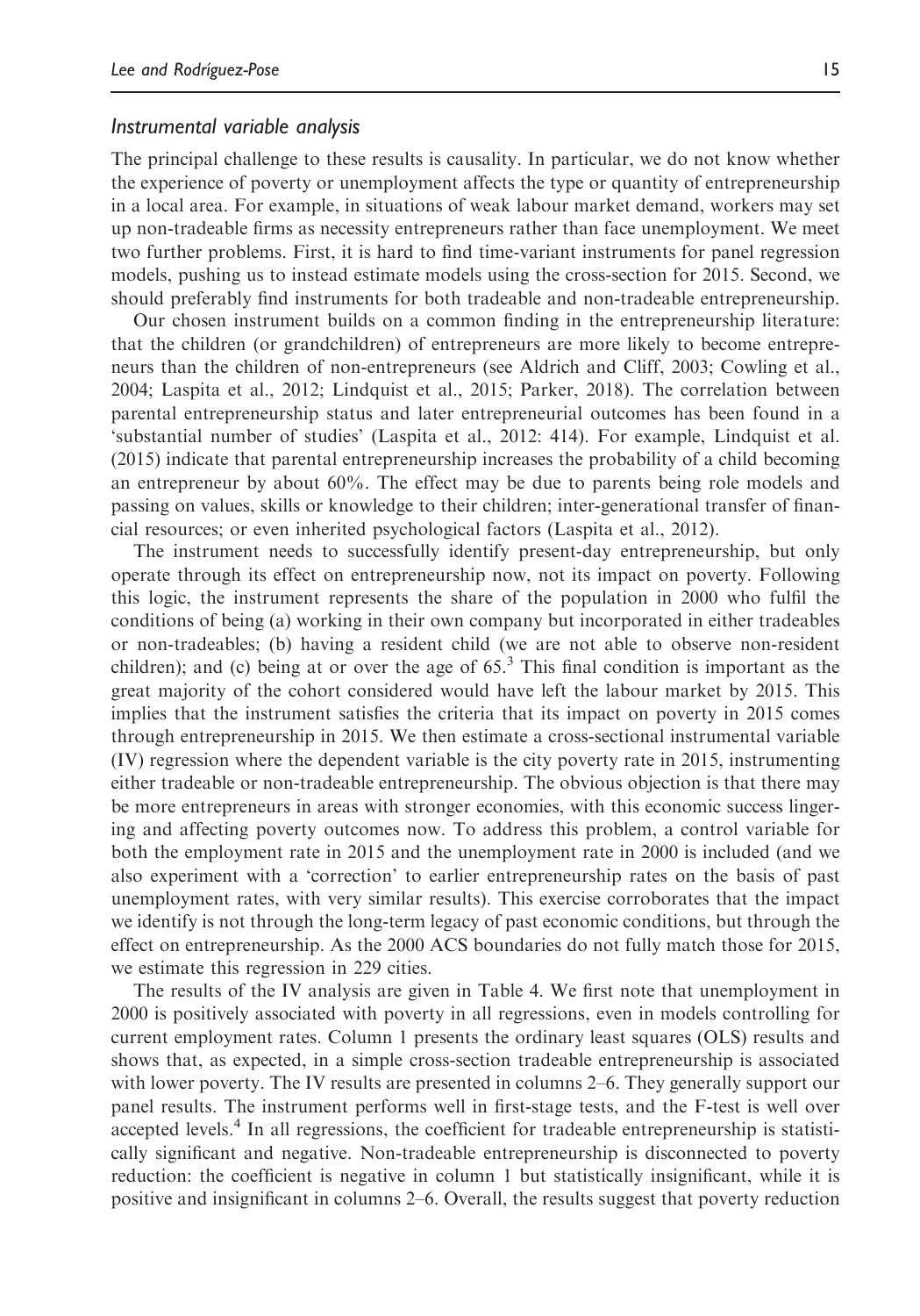### *Instrumental variable analysis*

The principal challenge to these results is causality. In particular, we do not know whether the experience of poverty or unemployment affects the type or quantity of entrepreneurship in a local area. For example, in situations of weak labour market demand, workers may set up non-tradeable firms as necessity entrepreneurs rather than face unemployment. We meet two further problems. First, it is hard to find time-variant instruments for panel regression models, pushing us to instead estimate models using the cross-section for 2015. Second, we should preferably find instruments for both tradeable and non-tradeable entrepreneurship.

Our chosen instrument builds on a common finding in the entrepreneurship literature: that the children (or grandchildren) of entrepreneurs are more likely to become entrepreneurs than the children of non-entrepreneurs (see Aldrich and Cliff, 2003; Cowling et al., 2004; Laspita et al., 2012; Lindquist et al., 2015; Parker, 2018). The correlation between parental entrepreneurship status and later entrepreneurial outcomes has been found in a 'substantial number of studies' (Laspita et al., 2012: 414). For example, Lindquist et al. (2015) indicate that parental entrepreneurship increases the probability of a child becoming an entrepreneur by about 60%. The effect may be due to parents being role models and passing on values, skills or knowledge to their children; inter-generational transfer of financial resources; or even inherited psychological factors (Laspita et al., 2012).

The instrument needs to successfully identify present-day entrepreneurship, but only operate through its effect on entrepreneurship now, not its impact on poverty. Following this logic, the instrument represents the share of the population in 2000 who fulfil the conditions of being (a) working in their own company but incorporated in either tradeables or non-tradeables; (b) having a resident child (we are not able to observe non-resident children); and (c) being at or over the age of 65.[3] This final condition is important as the great majority of the cohort considered would have left the labour market by 2015. This implies that the instrument satisfies the criteria that its impact on poverty in 2015 comes through entrepreneurship in 2015. We then estimate a cross-sectional instrumental variable (IV) regression where the dependent variable is the city poverty rate in 2015, instrumenting either tradeable or non-tradeable entrepreneurship. The obvious objection is that there may be more entrepreneurs in areas with stronger economies, with this economic success lingering and affecting poverty outcomes now. To address this problem, a control variable for both the employment rate in 2015 and the unemployment rate in 2000 is included (and we also experiment with a 'correction' to earlier entrepreneurship rates on the basis of past unemployment rates, with very similar results). This exercise corroborates that the impact we identify is not through the long-term legacy of past economic conditions, but through the effect on entrepreneurship. As the 2000 ACS boundaries do not fully match those for 2015, we estimate this regression in 229 cities.

The results of the IV analysis are given in Table 4. We first note that unemployment in 2000 is positively associated with poverty in all regressions, even in models controlling for current employment rates. Column 1 presents the ordinary least squares (OLS) results and shows that, as expected, in a simple cross-section tradeable entrepreneurship is associated with lower poverty. The IV results are presented in columns 2–6. They generally support our panel results. The instrument performs well in first-stage tests, and the F-test is well over accepted levels.[4] In all regressions, the coefficient for tradeable entrepreneurship is statistically significant and negative. Non-tradeable entrepreneurship is disconnected to poverty reduction: the coefficient is negative in column 1 but statistically insignificant, while it is positive and insignificant in columns 2–6. Overall, the results suggest that poverty reduction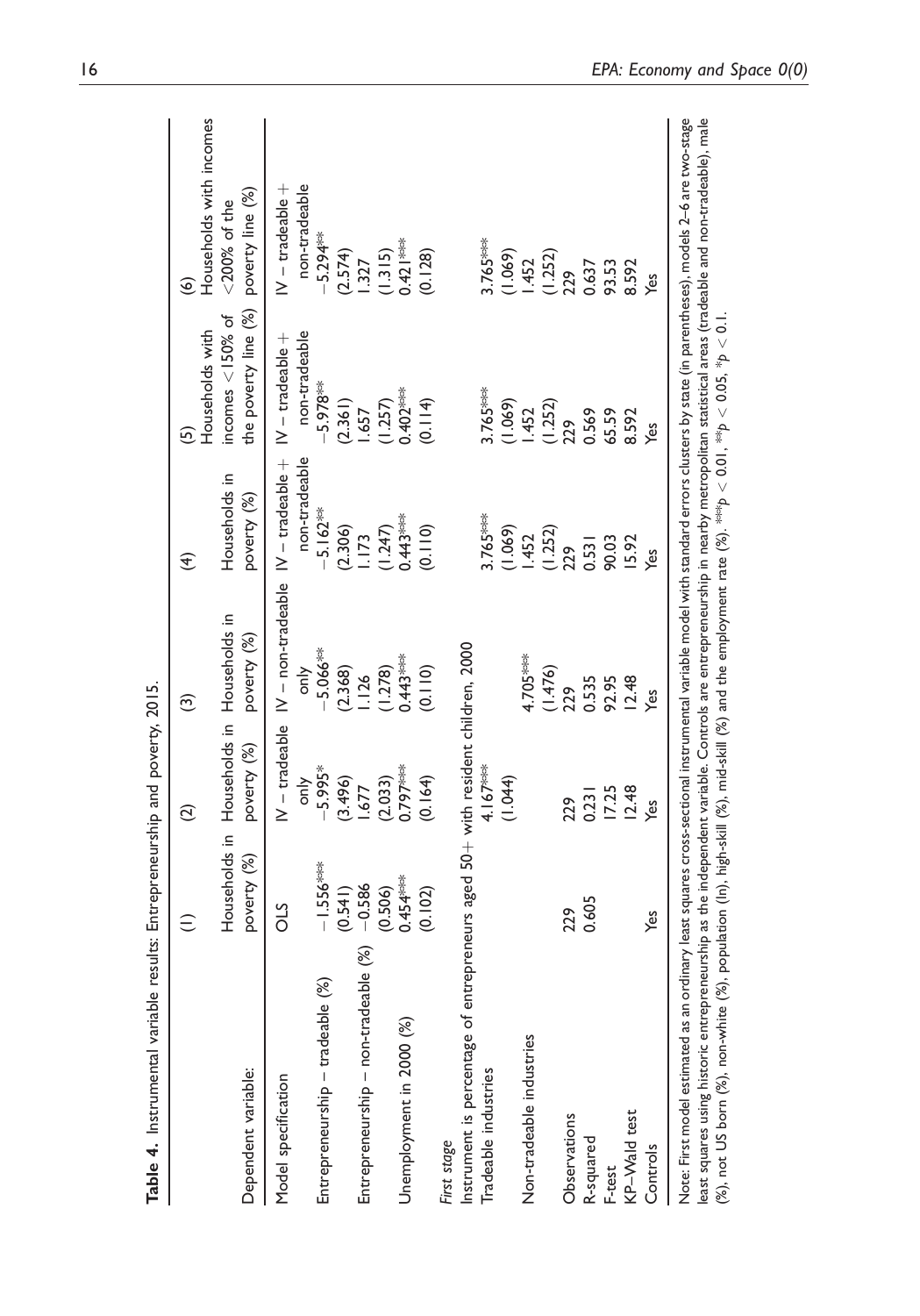**Table 4.** Instrumental variable results: Entrepreneurship and poverty, 2015.

| | (1) | (2) | (3) | (4) | (5) | (6) |
|---|---|---|---|---|---|---|
| Dependent variable: | Households in poverty (%) | Households in poverty (%) | Households in poverty (%) | Households in poverty (%) | Households with incomes <150% of the poverty line (%) | Households with incomes <200% of the poverty line (%) |
| Model specification | OLS | IV – tradeable only | IV – non-tradeable only | IV – tradeable + non-tradeable | IV – tradeable + non-tradeable | IV – tradeable + non-tradeable |
| Entrepreneurship – tradeable (%) | −1.556*** | −5.995* | −5.066** | −5.162** | −5.978** | −5.294** |
| | (0.541) | (3.496) | (2.368) | (2.306) | (2.361) | (2.574) |
| Entrepreneurship – non-tradeable (%) | −0.586 | 1.677 | 1.126 | 1.173 | 1.657 | 1.327 |
| | (0.506) | (2.033) | (1.278) | (1.247) | (1.257) | (1.315) |
| Unemployment in 2000 (%) | 0.454*** | 0.797*** | 0.443*** | 0.443*** | 0.402*** | 0.421*** |
| | (0.102) | (0.164) | (0.110) | (0.110) | (0.114) | (0.128) |
| *First stage* | | | | | | |
| Instrument is percentage of entrepreneurs aged 50+ with resident children, 2000 | | | | | | |
| Tradeable industries | | 4.167*** | | 3.765*** | 3.765*** | 3.765*** |
| | | (1.044) | | (1.069) | (1.069) | (1.069) |
| Non-tradeable industries | | | 4.705*** | 1.452 | 1.452 | 1.452 |
| | | | (1.476) | (1.252) | (1.252) | (1.252) |
| Observations | 229 | 229 | 229 | 229 | 229 | 229 |
| R-squared | 0.605 | 0.231 | 0.535 | 0.531 | 0.569 | 0.637 |
| F-test | | 17.25 | 92.95 | 90.03 | 65.59 | 93.53 |
| KP–Wald test | | 12.48 | 12.48 | 15.92 | 8.592 | 8.592 |
| Controls | Yes | Yes | Yes | Yes | Yes | Yes |

Note: First model estimated as an ordinary least squares cross-sectional instrumental variable model with standard errors clusters by state (in parentheses), models 2–6 are two-stage least squares using historic entrepreneurship as the independent variable. Controls are entrepreneurship in nearby metropolitan statistical areas (tradeable and non-tradeable), male (%), not US born (%), non-white (%), population (ln), high-skill (%), mid-skill (%) and the employment rate (%). ***$p < 0.01$, **$p < 0.05$, *$p < 0.1$.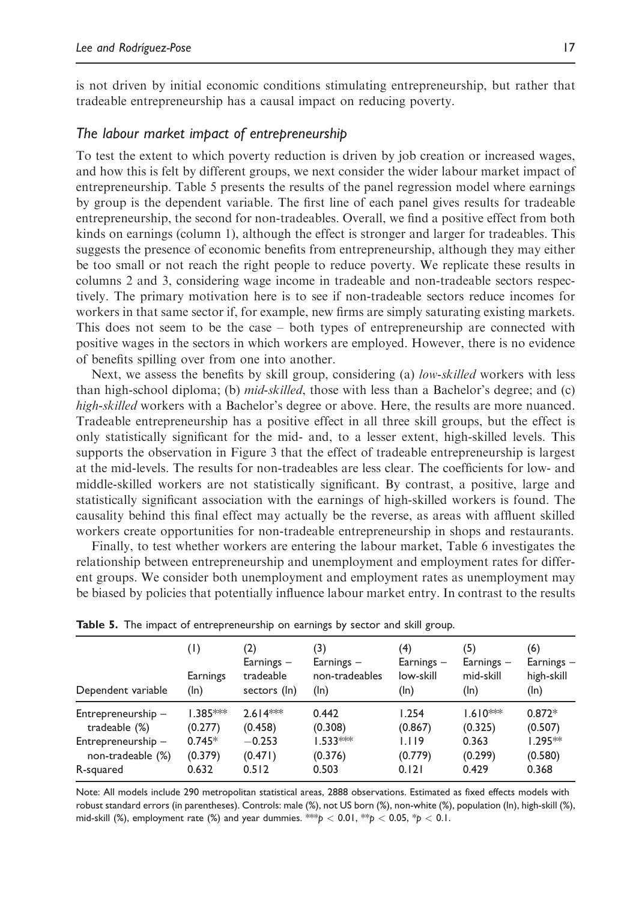is not driven by initial economic conditions stimulating entrepreneurship, but rather that tradeable entrepreneurship has a causal impact on reducing poverty.

### The labour market impact of entrepreneurship

To test the extent to which poverty reduction is driven by job creation or increased wages, and how this is felt by different groups, we next consider the wider labour market impact of entrepreneurship. Table 5 presents the results of the panel regression model where earnings by group is the dependent variable. The first line of each panel gives results for tradeable entrepreneurship, the second for non-tradeables. Overall, we find a positive effect from both kinds on earnings (column 1), although the effect is stronger and larger for tradeables. This suggests the presence of economic benefits from entrepreneurship, although they may either be too small or not reach the right people to reduce poverty. We replicate these results in columns 2 and 3, considering wage income in tradeable and non-tradeable sectors respectively. The primary motivation here is to see if non-tradeable sectors reduce incomes for workers in that same sector if, for example, new firms are simply saturating existing markets. This does not seem to be the case – both types of entrepreneurship are connected with positive wages in the sectors in which workers are employed. However, there is no evidence of benefits spilling over from one into another.

Next, we assess the benefits by skill group, considering (a) *low-skilled* workers with less than high-school diploma; (b) *mid-skilled*, those with less than a Bachelor's degree; and (c) *high-skilled* workers with a Bachelor's degree or above. Here, the results are more nuanced. Tradeable entrepreneurship has a positive effect in all three skill groups, but the effect is only statistically significant for the mid- and, to a lesser extent, high-skilled levels. This supports the observation in Figure 3 that the effect of tradeable entrepreneurship is largest at the mid-levels. The results for non-tradeables are less clear. The coefficients for low- and middle-skilled workers are not statistically significant. By contrast, a positive, large and statistically significant association with the earnings of high-skilled workers is found. The causality behind this final effect may actually be the reverse, as areas with affluent skilled workers create opportunities for non-tradeable entrepreneurship in shops and restaurants.

Finally, to test whether workers are entering the labour market, Table 6 investigates the relationship between entrepreneurship and unemployment and employment rates for different groups. We consider both unemployment and employment rates as unemployment may be biased by policies that potentially influence labour market entry. In contrast to the results

**Table 5.** The impact of entrepreneurship on earnings by sector and skill group.

| Dependent variable | (1) Earnings (ln) | (2) Earnings – tradeable sectors (ln) | (3) Earnings – non-tradeables (ln) | (4) Earnings – low-skill (ln) | (5) Earnings – mid-skill (ln) | (6) Earnings – high-skill (ln) |
|---|---|---|---|---|---|---|
| Entrepreneurship – tradeable (%) | 1.385*** | 2.614*** | 0.442 | 1.254 | 1.610*** | 0.872* |
| | (0.277) | (0.458) | (0.308) | (0.867) | (0.325) | (0.507) |
| Entrepreneurship – non-tradeable (%) | 0.745* | −0.253 | 1.533*** | 1.119 | 0.363 | 1.295** |
| | (0.379) | (0.471) | (0.376) | (0.779) | (0.299) | (0.580) |
| R-squared | 0.632 | 0.512 | 0.503 | 0.121 | 0.429 | 0.368 |

Note: All models include 290 metropolitan statistical areas, 2888 observations. Estimated as fixed effects models with robust standard errors (in parentheses). Controls: male (%), not US born (%), non-white (%), population (ln), high-skill (%), mid-skill (%), employment rate (%) and year dummies. ***$p < 0.01$, **$p < 0.05$, *$p < 0.1$.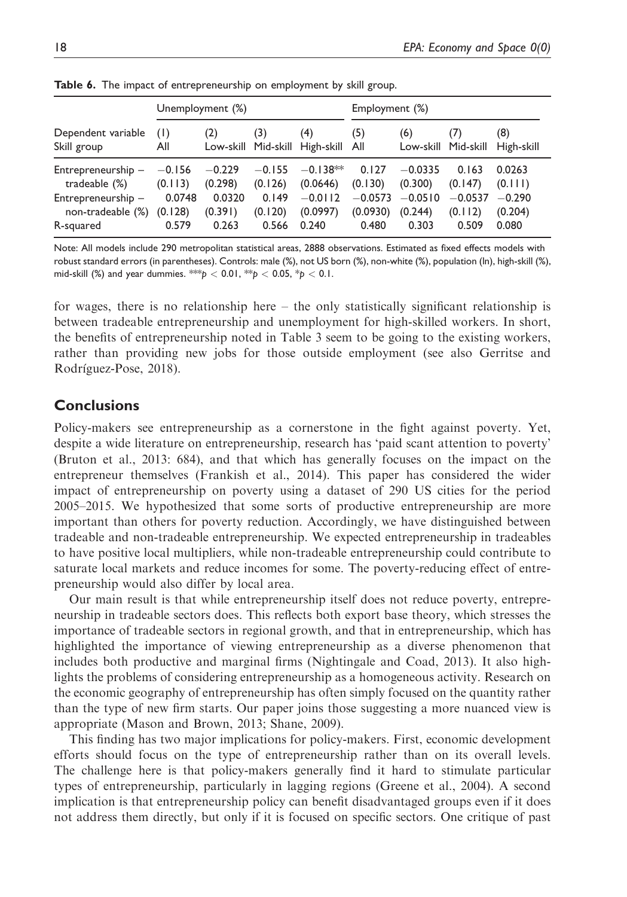**Table 6.** The impact of entrepreneurship on employment by skill group.

| | Unemployment (%) | | | | Employment (%) | | | |
|---|---|---|---|---|---|---|---|---|
| Dependent variable<br>Skill group | (1)<br>All | (2)<br>Low-skill | (3)<br>Mid-skill | (4)<br>High-skill | (5)<br>All | (6)<br>Low-skill | (7)<br>Mid-skill | (8)<br>High-skill |
| Entrepreneurship – tradeable (%) | −0.156<br>(0.113) | −0.229<br>(0.298) | −0.155<br>(0.126) | −0.138**<br>(0.0646) | 0.127<br>(0.130) | −0.0335<br>(0.300) | 0.163<br>(0.147) | 0.0263<br>(0.111) |
| Entrepreneurship – non-tradeable (%) | 0.0748<br>(0.128) | 0.0320<br>(0.391) | 0.149<br>(0.120) | −0.0112<br>(0.0997) | −0.0573<br>(0.0930) | −0.0510<br>(0.244) | −0.0537<br>(0.112) | −0.290<br>(0.204) |
| R-squared | 0.579 | 0.263 | 0.566 | 0.240 | 0.480 | 0.303 | 0.509 | 0.080 |

Note: All models include 290 metropolitan statistical areas, 2888 observations. Estimated as fixed effects models with robust standard errors (in parentheses). Controls: male (%), not US born (%), non-white (%), population (ln), high-skill (%), mid-skill (%) and year dummies. ***$p < 0.01$, **$p < 0.05$, *$p < 0.1$.

for wages, there is no relationship here – the only statistically significant relationship is between tradeable entrepreneurship and unemployment for high-skilled workers. In short, the benefits of entrepreneurship noted in Table 3 seem to be going to the existing workers, rather than providing new jobs for those outside employment (see also Gerritse and Rodríguez-Pose, 2018).

## Conclusions

Policy-makers see entrepreneurship as a cornerstone in the fight against poverty. Yet, despite a wide literature on entrepreneurship, research has 'paid scant attention to poverty' (Bruton et al., 2013: 684), and that which has generally focuses on the impact on the entrepreneur themselves (Frankish et al., 2014). This paper has considered the wider impact of entrepreneurship on poverty using a dataset of 290 US cities for the period 2005–2015. We hypothesized that some sorts of productive entrepreneurship are more important than others for poverty reduction. Accordingly, we have distinguished between tradeable and non-tradeable entrepreneurship. We expected entrepreneurship in tradeables to have positive local multipliers, while non-tradeable entrepreneurship could contribute to saturate local markets and reduce incomes for some. The poverty-reducing effect of entrepreneurship would also differ by local area.

Our main result is that while entrepreneurship itself does not reduce poverty, entrepreneurship in tradeable sectors does. This reflects both export base theory, which stresses the importance of tradeable sectors in regional growth, and that in entrepreneurship, which has highlighted the importance of viewing entrepreneurship as a diverse phenomenon that includes both productive and marginal firms (Nightingale and Coad, 2013). It also highlights the problems of considering entrepreneurship as a homogeneous activity. Research on the economic geography of entrepreneurship has often simply focused on the quantity rather than the type of new firm starts. Our paper joins those suggesting a more nuanced view is appropriate (Mason and Brown, 2013; Shane, 2009).

This finding has two major implications for policy-makers. First, economic development efforts should focus on the type of entrepreneurship rather than on its overall levels. The challenge here is that policy-makers generally find it hard to stimulate particular types of entrepreneurship, particularly in lagging regions (Greene et al., 2004). A second implication is that entrepreneurship policy can benefit disadvantaged groups even if it does not address them directly, but only if it is focused on specific sectors. One critique of past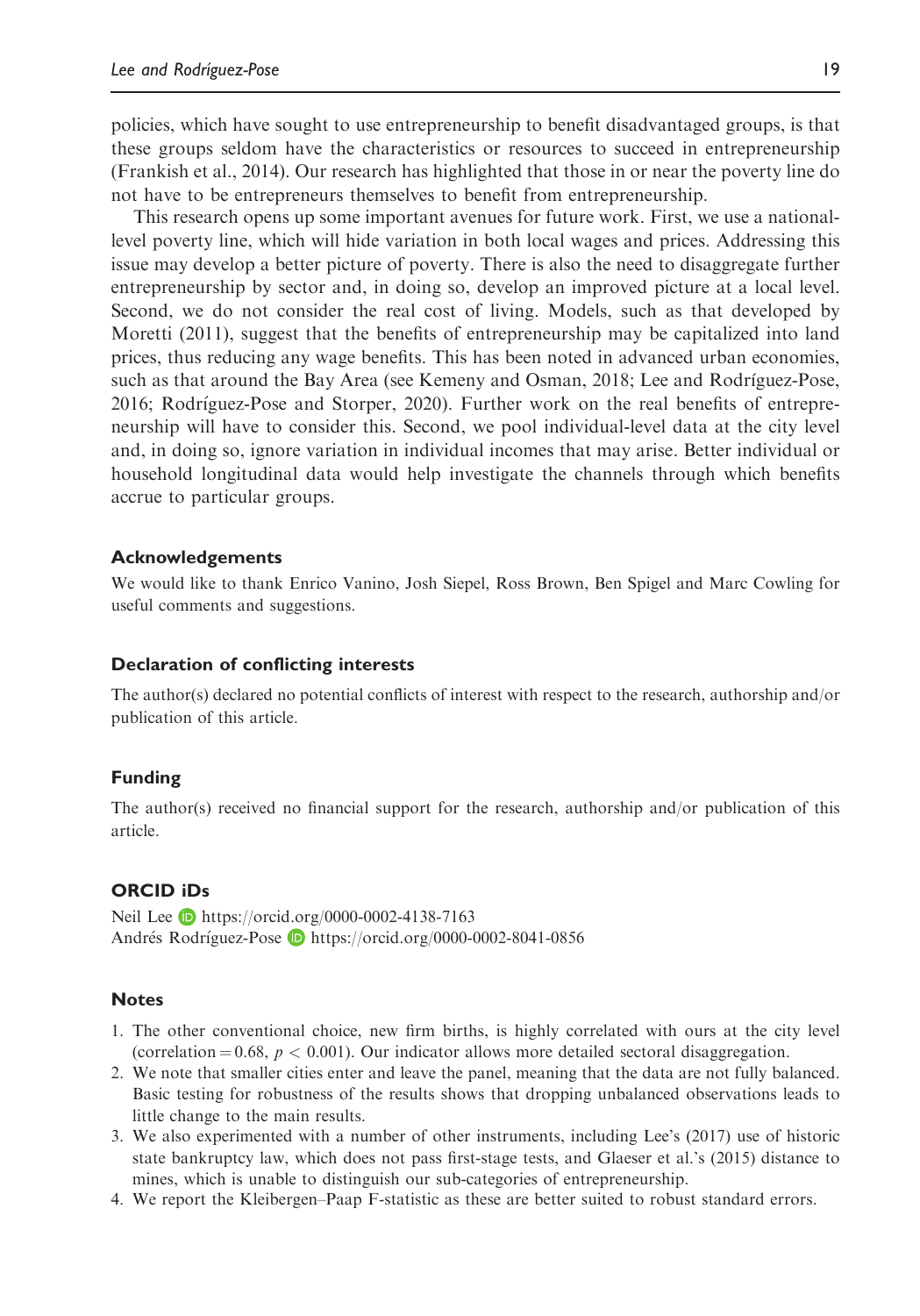policies, which have sought to use entrepreneurship to benefit disadvantaged groups, is that these groups seldom have the characteristics or resources to succeed in entrepreneurship (Frankish et al., 2014). Our research has highlighted that those in or near the poverty line do not have to be entrepreneurs themselves to benefit from entrepreneurship.

This research opens up some important avenues for future work. First, we use a national-level poverty line, which will hide variation in both local wages and prices. Addressing this issue may develop a better picture of poverty. There is also the need to disaggregate further entrepreneurship by sector and, in doing so, develop an improved picture at a local level. Second, we do not consider the real cost of living. Models, such as that developed by Moretti (2011), suggest that the benefits of entrepreneurship may be capitalized into land prices, thus reducing any wage benefits. This has been noted in advanced urban economies, such as that around the Bay Area (see Kemeny and Osman, 2018; Lee and Rodríguez-Pose, 2016; Rodríguez-Pose and Storper, 2020). Further work on the real benefits of entrepreneurship will have to consider this. Second, we pool individual-level data at the city level and, in doing so, ignore variation in individual incomes that may arise. Better individual or household longitudinal data would help investigate the channels through which benefits accrue to particular groups.

### Acknowledgements

We would like to thank Enrico Vanino, Josh Siepel, Ross Brown, Ben Spigel and Marc Cowling for useful comments and suggestions.

### Declaration of conflicting interests

The author(s) declared no potential conflicts of interest with respect to the research, authorship and/or publication of this article.

### Funding

The author(s) received no financial support for the research, authorship and/or publication of this article.

### ORCID iDs

Neil Lee https://orcid.org/0000-0002-4138-7163
Andrés Rodríguez-Pose https://orcid.org/0000-0002-8041-0856

### Notes

1. The other conventional choice, new firm births, is highly correlated with ours at the city level (correlation = 0.68, $p < 0.001$). Our indicator allows more detailed sectoral disaggregation.
2. We note that smaller cities enter and leave the panel, meaning that the data are not fully balanced. Basic testing for robustness of the results shows that dropping unbalanced observations leads to little change to the main results.
3. We also experimented with a number of other instruments, including Lee's (2017) use of historic state bankruptcy law, which does not pass first-stage tests, and Glaeser et al.'s (2015) distance to mines, which is unable to distinguish our sub-categories of entrepreneurship.
4. We report the Kleibergen–Paap F-statistic as these are better suited to robust standard errors.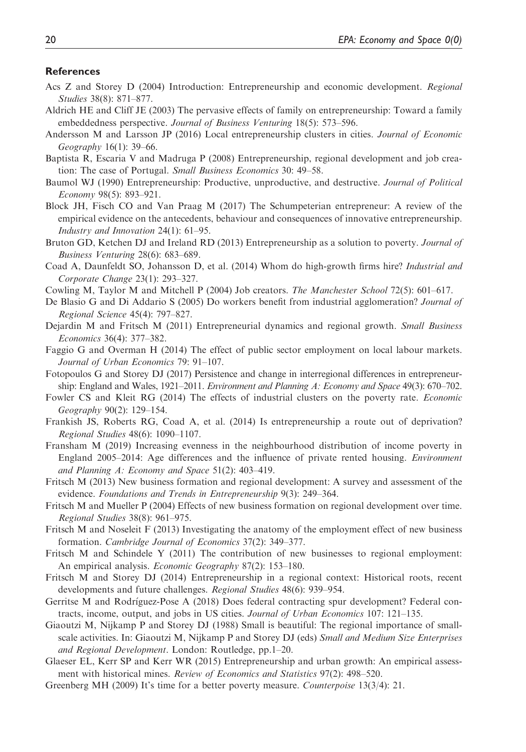### References

Acs Z and Storey D (2004) Introduction: Entrepreneurship and economic development. *Regional Studies* 38(8): 871–877.

Aldrich HE and Cliff JE (2003) The pervasive effects of family on entrepreneurship: Toward a family embeddedness perspective. *Journal of Business Venturing* 18(5): 573–596.

Andersson M and Larsson JP (2016) Local entrepreneurship clusters in cities. *Journal of Economic Geography* 16(1): 39–66.

Baptista R, Escaria V and Madruga P (2008) Entrepreneurship, regional development and job creation: The case of Portugal. *Small Business Economics* 30: 49–58.

Baumol WJ (1990) Entrepreneurship: Productive, unproductive, and destructive. *Journal of Political Economy* 98(5): 893–921.

Block JH, Fisch CO and Van Praag M (2017) The Schumpeterian entrepreneur: A review of the empirical evidence on the antecedents, behaviour and consequences of innovative entrepreneurship. *Industry and Innovation* 24(1): 61–95.

Bruton GD, Ketchen DJ and Ireland RD (2013) Entrepreneurship as a solution to poverty. *Journal of Business Venturing* 28(6): 683–689.

Coad A, Daunfeldt SO, Johansson D, et al. (2014) Whom do high-growth firms hire? *Industrial and Corporate Change* 23(1): 293–327.

Cowling M, Taylor M and Mitchell P (2004) Job creators. *The Manchester School* 72(5): 601–617.

De Blasio G and Di Addario S (2005) Do workers benefit from industrial agglomeration? *Journal of Regional Science* 45(4): 797–827.

Dejardin M and Fritsch M (2011) Entrepreneurial dynamics and regional growth. *Small Business Economics* 36(4): 377–382.

Faggio G and Overman H (2014) The effect of public sector employment on local labour markets. *Journal of Urban Economics* 79: 91–107.

Fotopoulos G and Storey DJ (2017) Persistence and change in interregional differences in entrepreneurship: England and Wales, 1921–2011. *Environment and Planning A: Economy and Space* 49(3): 670–702.

Fowler CS and Kleit RG (2014) The effects of industrial clusters on the poverty rate. *Economic Geography* 90(2): 129–154.

Frankish JS, Roberts RG, Coad A, et al. (2014) Is entrepreneurship a route out of deprivation? *Regional Studies* 48(6): 1090–1107.

Fransham M (2019) Increasing evenness in the neighbourhood distribution of income poverty in England 2005–2014: Age differences and the influence of private rented housing. *Environment and Planning A: Economy and Space* 51(2): 403–419.

Fritsch M (2013) New business formation and regional development: A survey and assessment of the evidence. *Foundations and Trends in Entrepreneurship* 9(3): 249–364.

Fritsch M and Mueller P (2004) Effects of new business formation on regional development over time. *Regional Studies* 38(8): 961–975.

Fritsch M and Noseleit F (2013) Investigating the anatomy of the employment effect of new business formation. *Cambridge Journal of Economics* 37(2): 349–377.

Fritsch M and Schindele Y (2011) The contribution of new businesses to regional employment: An empirical analysis. *Economic Geography* 87(2): 153–180.

Fritsch M and Storey DJ (2014) Entrepreneurship in a regional context: Historical roots, recent developments and future challenges. *Regional Studies* 48(6): 939–954.

Gerritse M and Rodríguez-Pose A (2018) Does federal contracting spur development? Federal contracts, income, output, and jobs in US cities. *Journal of Urban Economics* 107: 121–135.

Giaoutzi M, Nijkamp P and Storey DJ (1988) Small is beautiful: The regional importance of small-scale activities. In: Giaoutzi M, Nijkamp P and Storey DJ (eds) *Small and Medium Size Enterprises and Regional Development*. London: Routledge, pp.1–20.

Glaeser EL, Kerr SP and Kerr WR (2015) Entrepreneurship and urban growth: An empirical assessment with historical mines. *Review of Economics and Statistics* 97(2): 498–520.

Greenberg MH (2009) It's time for a better poverty measure. *Counterpoise* 13(3/4): 21.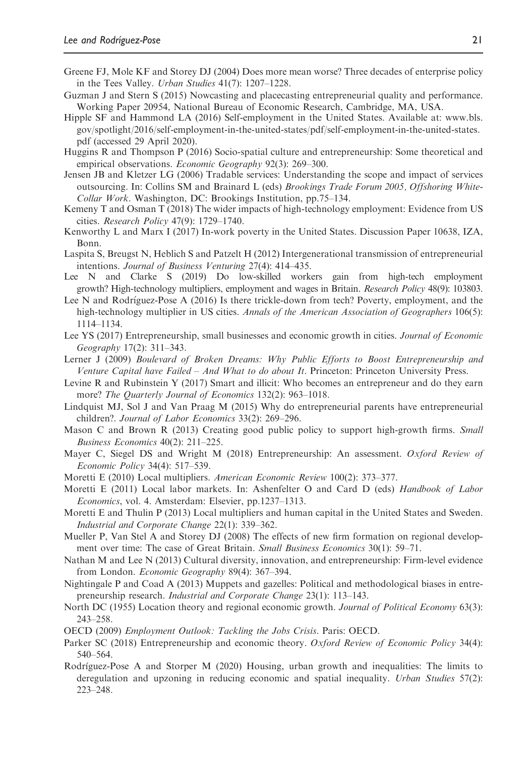Greene FJ, Mole KF and Storey DJ (2004) Does more mean worse? Three decades of enterprise policy in the Tees Valley. *Urban Studies* 41(7): 1207–1228.

Guzman J and Stern S (2015) Nowcasting and placecasting entrepreneurial quality and performance. Working Paper 20954, National Bureau of Economic Research, Cambridge, MA, USA.

Hipple SF and Hammond LA (2016) Self-employment in the United States. Available at: www.bls.gov/spotlight/2016/self-employment-in-the-united-states/pdf/self-employment-in-the-united-states.pdf (accessed 29 April 2020).

Huggins R and Thompson P (2016) Socio-spatial culture and entrepreneurship: Some theoretical and empirical observations. *Economic Geography* 92(3): 269–300.

Jensen JB and Kletzer LG (2006) Tradable services: Understanding the scope and impact of services outsourcing. In: Collins SM and Brainard L (eds) *Brookings Trade Forum 2005, Offshoring White-Collar Work*. Washington, DC: Brookings Institution, pp.75–134.

Kemeny T and Osman T (2018) The wider impacts of high-technology employment: Evidence from US cities. *Research Policy* 47(9): 1729–1740.

Kenworthy L and Marx I (2017) In-work poverty in the United States. Discussion Paper 10638, IZA, Bonn.

Laspita S, Breugst N, Heblich S and Patzelt H (2012) Intergenerational transmission of entrepreneurial intentions. *Journal of Business Venturing* 27(4): 414–435.

Lee N and Clarke S (2019) Do low-skilled workers gain from high-tech employment growth? High-technology multipliers, employment and wages in Britain. *Research Policy* 48(9): 103803.

Lee N and Rodríguez-Pose A (2016) Is there trickle-down from tech? Poverty, employment, and the high-technology multiplier in US cities. *Annals of the American Association of Geographers* 106(5): 1114–1134.

Lee YS (2017) Entrepreneurship, small businesses and economic growth in cities. *Journal of Economic Geography* 17(2): 311–343.

Lerner J (2009) *Boulevard of Broken Dreams: Why Public Efforts to Boost Entrepreneurship and Venture Capital have Failed – And What to do about It*. Princeton: Princeton University Press.

Levine R and Rubinstein Y (2017) Smart and illicit: Who becomes an entrepreneur and do they earn more? *The Quarterly Journal of Economics* 132(2): 963–1018.

Lindquist MJ, Sol J and Van Praag M (2015) Why do entrepreneurial parents have entrepreneurial children?. *Journal of Labor Economics* 33(2): 269–296.

Mason C and Brown R (2013) Creating good public policy to support high-growth firms. *Small Business Economics* 40(2): 211–225.

Mayer C, Siegel DS and Wright M (2018) Entrepreneurship: An assessment. *Oxford Review of Economic Policy* 34(4): 517–539.

Moretti E (2010) Local multipliers. *American Economic Review* 100(2): 373–377.

Moretti E (2011) Local labor markets. In: Ashenfelter O and Card D (eds) *Handbook of Labor Economics*, vol. 4. Amsterdam: Elsevier, pp.1237–1313.

Moretti E and Thulin P (2013) Local multipliers and human capital in the United States and Sweden. *Industrial and Corporate Change* 22(1): 339–362.

Mueller P, Van Stel A and Storey DJ (2008) The effects of new firm formation on regional development over time: The case of Great Britain. *Small Business Economics* 30(1): 59–71.

Nathan M and Lee N (2013) Cultural diversity, innovation, and entrepreneurship: Firm-level evidence from London. *Economic Geography* 89(4): 367–394.

Nightingale P and Coad A (2013) Muppets and gazelles: Political and methodological biases in entrepreneurship research. *Industrial and Corporate Change* 23(1): 113–143.

North DC (1955) Location theory and regional economic growth. *Journal of Political Economy* 63(3): 243–258.

OECD (2009) *Employment Outlook: Tackling the Jobs Crisis*. Paris: OECD.

Parker SC (2018) Entrepreneurship and economic theory. *Oxford Review of Economic Policy* 34(4): 540–564.

Rodríguez-Pose A and Storper M (2020) Housing, urban growth and inequalities: The limits to deregulation and upzoning in reducing economic and spatial inequality. *Urban Studies* 57(2): 223–248.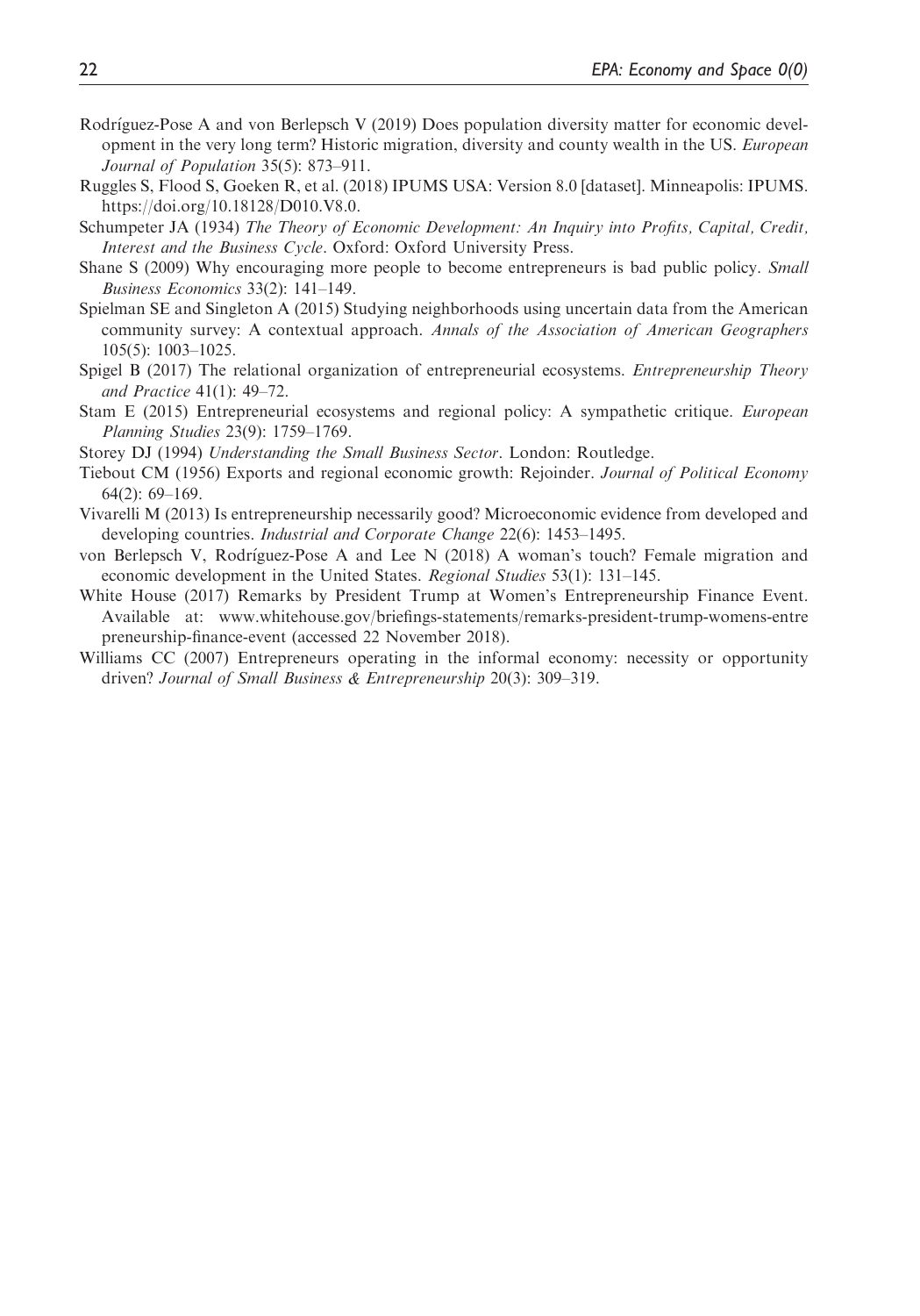Rodríguez-Pose A and von Berlepsch V (2019) Does population diversity matter for economic development in the very long term? Historic migration, diversity and county wealth in the US. *European Journal of Population* 35(5): 873–911.

Ruggles S, Flood S, Goeken R, et al. (2018) IPUMS USA: Version 8.0 [dataset]. Minneapolis: IPUMS. https://doi.org/10.18128/D010.V8.0.

Schumpeter JA (1934) *The Theory of Economic Development: An Inquiry into Profits, Capital, Credit, Interest and the Business Cycle*. Oxford: Oxford University Press.

Shane S (2009) Why encouraging more people to become entrepreneurs is bad public policy. *Small Business Economics* 33(2): 141–149.

Spielman SE and Singleton A (2015) Studying neighborhoods using uncertain data from the American community survey: A contextual approach. *Annals of the Association of American Geographers* 105(5): 1003–1025.

Spigel B (2017) The relational organization of entrepreneurial ecosystems. *Entrepreneurship Theory and Practice* 41(1): 49–72.

Stam E (2015) Entrepreneurial ecosystems and regional policy: A sympathetic critique. *European Planning Studies* 23(9): 1759–1769.

Storey DJ (1994) *Understanding the Small Business Sector*. London: Routledge.

Tiebout CM (1956) Exports and regional economic growth: Rejoinder. *Journal of Political Economy* 64(2): 69–169.

Vivarelli M (2013) Is entrepreneurship necessarily good? Microeconomic evidence from developed and developing countries. *Industrial and Corporate Change* 22(6): 1453–1495.

von Berlepsch V, Rodríguez-Pose A and Lee N (2018) A woman's touch? Female migration and economic development in the United States. *Regional Studies* 53(1): 131–145.

White House (2017) Remarks by President Trump at Women's Entrepreneurship Finance Event. Available at: www.whitehouse.gov/briefings-statements/remarks-president-trump-womens-entrepreneurship-finance-event (accessed 22 November 2018).

Williams CC (2007) Entrepreneurs operating in the informal economy: necessity or opportunity driven? *Journal of Small Business & Entrepreneurship* 20(3): 309–319.